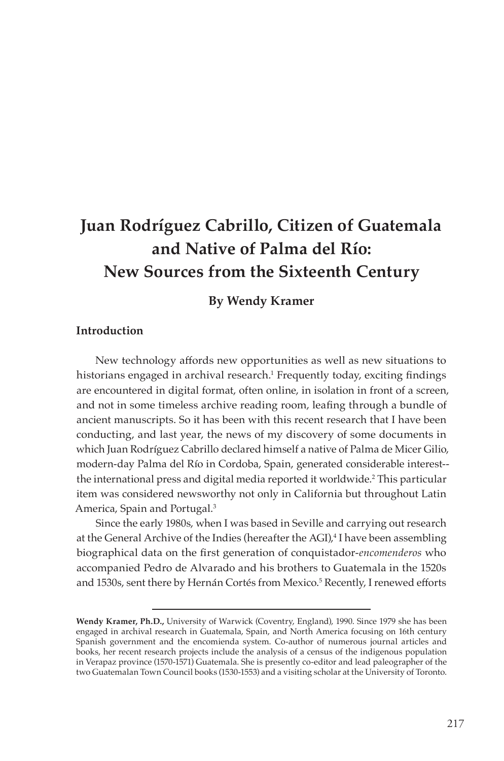# Juan Rodríguez Cabrillo, Citizen of Guatemala and Native of Palma del Río: New Sources from the Sixteenth Century

**By Wendy Kramer**

### Introduction

New technology affords new opportunities as well as new situations to historians engaged in archival research.[1] Frequently today, exciting findings are encountered in digital format, often online, in isolation in front of a screen, and not in some timeless archive reading room, leafing through a bundle of ancient manuscripts. So it has been with this recent research that I have been conducting, and last year, the news of my discovery of some documents in which Juan Rodríguez Cabrillo declared himself a native of Palma de Micer Gilio, modern-day Palma del Río in Cordoba, Spain, generated considerable interest--the international press and digital media reported it worldwide.[2] This particular item was considered newsworthy not only in California but throughout Latin America, Spain and Portugal.[3]

Since the early 1980s, when I was based in Seville and carrying out research at the General Archive of the Indies (hereafter the AGI),[4] I have been assembling biographical data on the first generation of conquistador-*encomenderos* who accompanied Pedro de Alvarado and his brothers to Guatemala in the 1520s and 1530s, sent there by Hernán Cortés from Mexico.[5] Recently, I renewed efforts

---

**Wendy Kramer, Ph.D.,** University of Warwick (Coventry, England), 1990. Since 1979 she has been engaged in archival research in Guatemala, Spain, and North America focusing on 16th century Spanish government and the encomienda system. Co-author of numerous journal articles and books, her recent research projects include the analysis of a census of the indigenous population in Verapaz province (1570-1571) Guatemala. She is presently co-editor and lead paleographer of the two Guatemalan Town Council books (1530-1553) and a visiting scholar at the University of Toronto.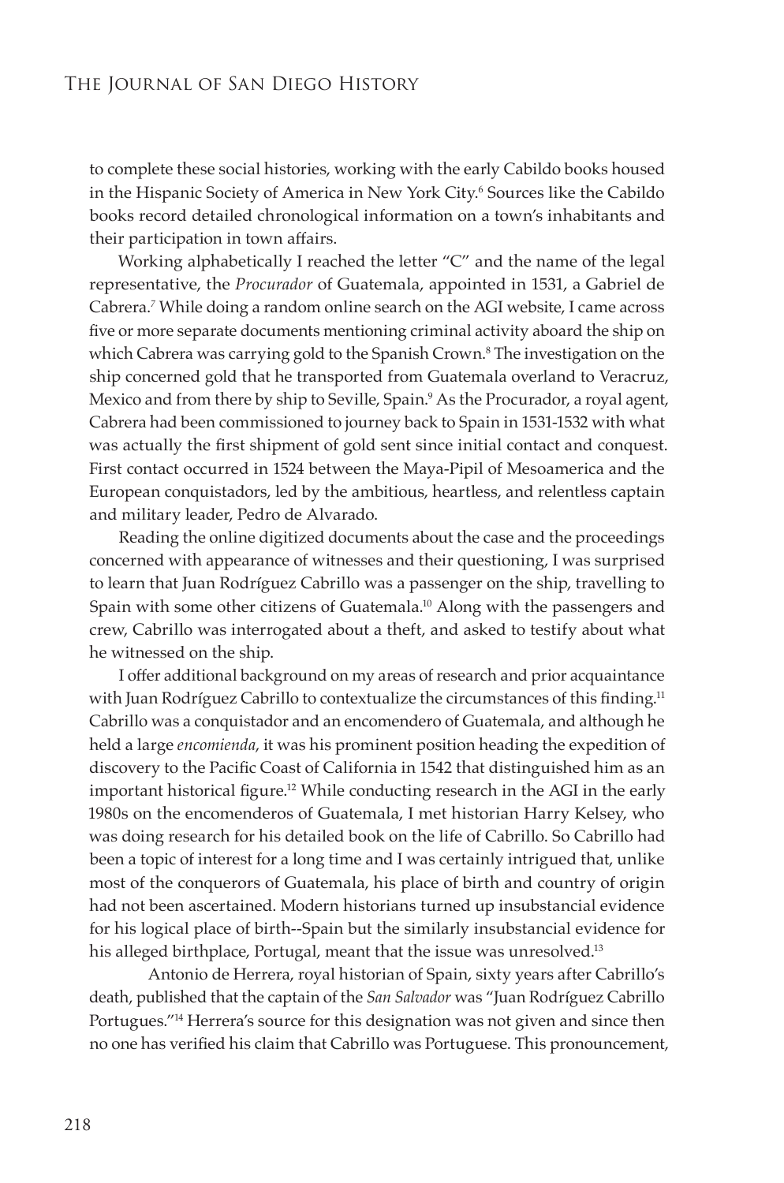to complete these social histories, working with the early Cabildo books housed in the Hispanic Society of America in New York City.[6] Sources like the Cabildo books record detailed chronological information on a town's inhabitants and their participation in town affairs.

Working alphabetically I reached the letter "C" and the name of the legal representative, the *Procurador* of Guatemala, appointed in 1531, a Gabriel de Cabrera.[7] While doing a random online search on the AGI website, I came across five or more separate documents mentioning criminal activity aboard the ship on which Cabrera was carrying gold to the Spanish Crown.[8] The investigation on the ship concerned gold that he transported from Guatemala overland to Veracruz, Mexico and from there by ship to Seville, Spain.[9] As the Procurador, a royal agent, Cabrera had been commissioned to journey back to Spain in 1531-1532 with what was actually the first shipment of gold sent since initial contact and conquest. First contact occurred in 1524 between the Maya-Pipil of Mesoamerica and the European conquistadors, led by the ambitious, heartless, and relentless captain and military leader, Pedro de Alvarado.

Reading the online digitized documents about the case and the proceedings concerned with appearance of witnesses and their questioning, I was surprised to learn that Juan Rodríguez Cabrillo was a passenger on the ship, travelling to Spain with some other citizens of Guatemala.[10] Along with the passengers and crew, Cabrillo was interrogated about a theft, and asked to testify about what he witnessed on the ship.

I offer additional background on my areas of research and prior acquaintance with Juan Rodríguez Cabrillo to contextualize the circumstances of this finding.[11] Cabrillo was a conquistador and an encomendero of Guatemala, and although he held a large *encomienda*, it was his prominent position heading the expedition of discovery to the Pacific Coast of California in 1542 that distinguished him as an important historical figure.[12] While conducting research in the AGI in the early 1980s on the encomenderos of Guatemala, I met historian Harry Kelsey, who was doing research for his detailed book on the life of Cabrillo. So Cabrillo had been a topic of interest for a long time and I was certainly intrigued that, unlike most of the conquerors of Guatemala, his place of birth and country of origin had not been ascertained. Modern historians turned up insubstancial evidence for his logical place of birth--Spain but the similarly insubstancial evidence for his alleged birthplace, Portugal, meant that the issue was unresolved.[13]

Antonio de Herrera, royal historian of Spain, sixty years after Cabrillo's death, published that the captain of the *San Salvador* was "Juan Rodríguez Cabrillo Portugues."[14] Herrera's source for this designation was not given and since then no one has verified his claim that Cabrillo was Portuguese. This pronouncement,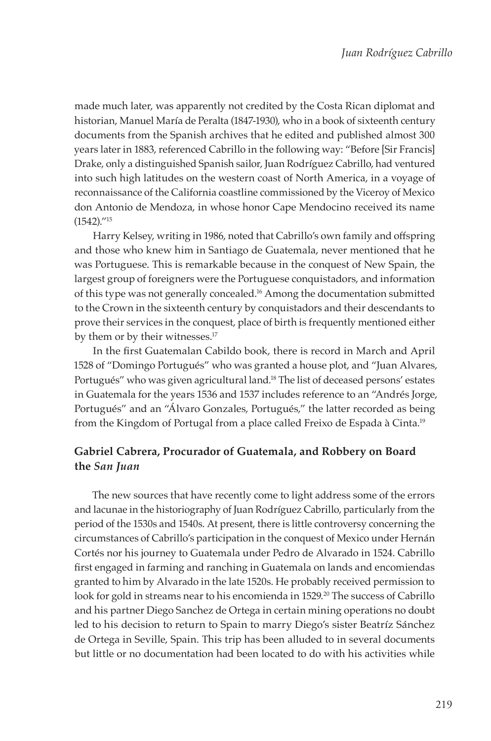made much later, was apparently not credited by the Costa Rican diplomat and historian, Manuel María de Peralta (1847-1930), who in a book of sixteenth century documents from the Spanish archives that he edited and published almost 300 years later in 1883, referenced Cabrillo in the following way: "Before [Sir Francis] Drake, only a distinguished Spanish sailor, Juan Rodríguez Cabrillo, had ventured into such high latitudes on the western coast of North America, in a voyage of reconnaissance of the California coastline commissioned by the Viceroy of Mexico don Antonio de Mendoza, in whose honor Cape Mendocino received its name (1542)."[15]

Harry Kelsey, writing in 1986, noted that Cabrillo's own family and offspring and those who knew him in Santiago de Guatemala, never mentioned that he was Portuguese. This is remarkable because in the conquest of New Spain, the largest group of foreigners were the Portuguese conquistadors, and information of this type was not generally concealed.[16] Among the documentation submitted to the Crown in the sixteenth century by conquistadors and their descendants to prove their services in the conquest, place of birth is frequently mentioned either by them or by their witnesses.[17]

In the first Guatemalan Cabildo book, there is record in March and April 1528 of "Domingo Portugués" who was granted a house plot, and "Juan Alvares, Portugués" who was given agricultural land.[18] The list of deceased persons' estates in Guatemala for the years 1536 and 1537 includes reference to an "Andrés Jorge, Portugués" and an "Álvaro Gonzales, Portugués," the latter recorded as being from the Kingdom of Portugal from a place called Freixo de Espada à Cinta.[19]

## Gabriel Cabrera, Procurador of Guatemala, and Robbery on Board the *San Juan*

The new sources that have recently come to light address some of the errors and lacunae in the historiography of Juan Rodríguez Cabrillo, particularly from the period of the 1530s and 1540s. At present, there is little controversy concerning the circumstances of Cabrillo's participation in the conquest of Mexico under Hernán Cortés nor his journey to Guatemala under Pedro de Alvarado in 1524. Cabrillo first engaged in farming and ranching in Guatemala on lands and encomiendas granted to him by Alvarado in the late 1520s. He probably received permission to look for gold in streams near to his encomienda in 1529.[20] The success of Cabrillo and his partner Diego Sanchez de Ortega in certain mining operations no doubt led to his decision to return to Spain to marry Diego's sister Beatríz Sánchez de Ortega in Seville, Spain. This trip has been alluded to in several documents but little or no documentation had been located to do with his activities while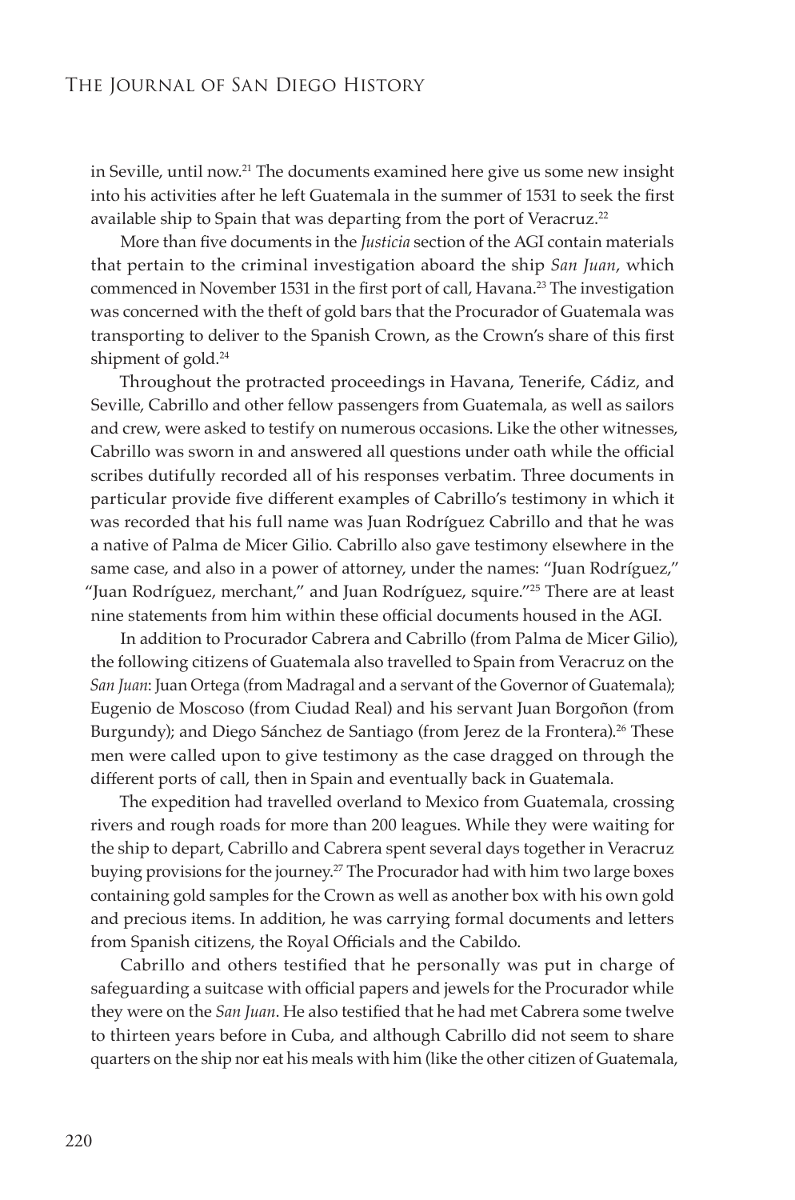in Seville, until now.[21] The documents examined here give us some new insight into his activities after he left Guatemala in the summer of 1531 to seek the first available ship to Spain that was departing from the port of Veracruz.[22]

More than five documents in the *Justicia* section of the AGI contain materials that pertain to the criminal investigation aboard the ship *San Juan*, which commenced in November 1531 in the first port of call, Havana.[23] The investigation was concerned with the theft of gold bars that the Procurador of Guatemala was transporting to deliver to the Spanish Crown, as the Crown's share of this first shipment of gold.[24]

Throughout the protracted proceedings in Havana, Tenerife, Cádiz, and Seville, Cabrillo and other fellow passengers from Guatemala, as well as sailors and crew, were asked to testify on numerous occasions. Like the other witnesses, Cabrillo was sworn in and answered all questions under oath while the official scribes dutifully recorded all of his responses verbatim. Three documents in particular provide five different examples of Cabrillo's testimony in which it was recorded that his full name was Juan Rodríguez Cabrillo and that he was a native of Palma de Micer Gilio. Cabrillo also gave testimony elsewhere in the same case, and also in a power of attorney, under the names: "Juan Rodríguez," "Juan Rodríguez, merchant," and Juan Rodríguez, squire."[25] There are at least nine statements from him within these official documents housed in the AGI.

In addition to Procurador Cabrera and Cabrillo (from Palma de Micer Gilio), the following citizens of Guatemala also travelled to Spain from Veracruz on the *San Juan*: Juan Ortega (from Madragal and a servant of the Governor of Guatemala); Eugenio de Moscoso (from Ciudad Real) and his servant Juan Borgoñon (from Burgundy); and Diego Sánchez de Santiago (from Jerez de la Frontera).[26] These men were called upon to give testimony as the case dragged on through the different ports of call, then in Spain and eventually back in Guatemala.

The expedition had travelled overland to Mexico from Guatemala, crossing rivers and rough roads for more than 200 leagues. While they were waiting for the ship to depart, Cabrillo and Cabrera spent several days together in Veracruz buying provisions for the journey.[27] The Procurador had with him two large boxes containing gold samples for the Crown as well as another box with his own gold and precious items. In addition, he was carrying formal documents and letters from Spanish citizens, the Royal Officials and the Cabildo.

Cabrillo and others testified that he personally was put in charge of safeguarding a suitcase with official papers and jewels for the Procurador while they were on the *San Juan*. He also testified that he had met Cabrera some twelve to thirteen years before in Cuba, and although Cabrillo did not seem to share quarters on the ship nor eat his meals with him (like the other citizen of Guatemala,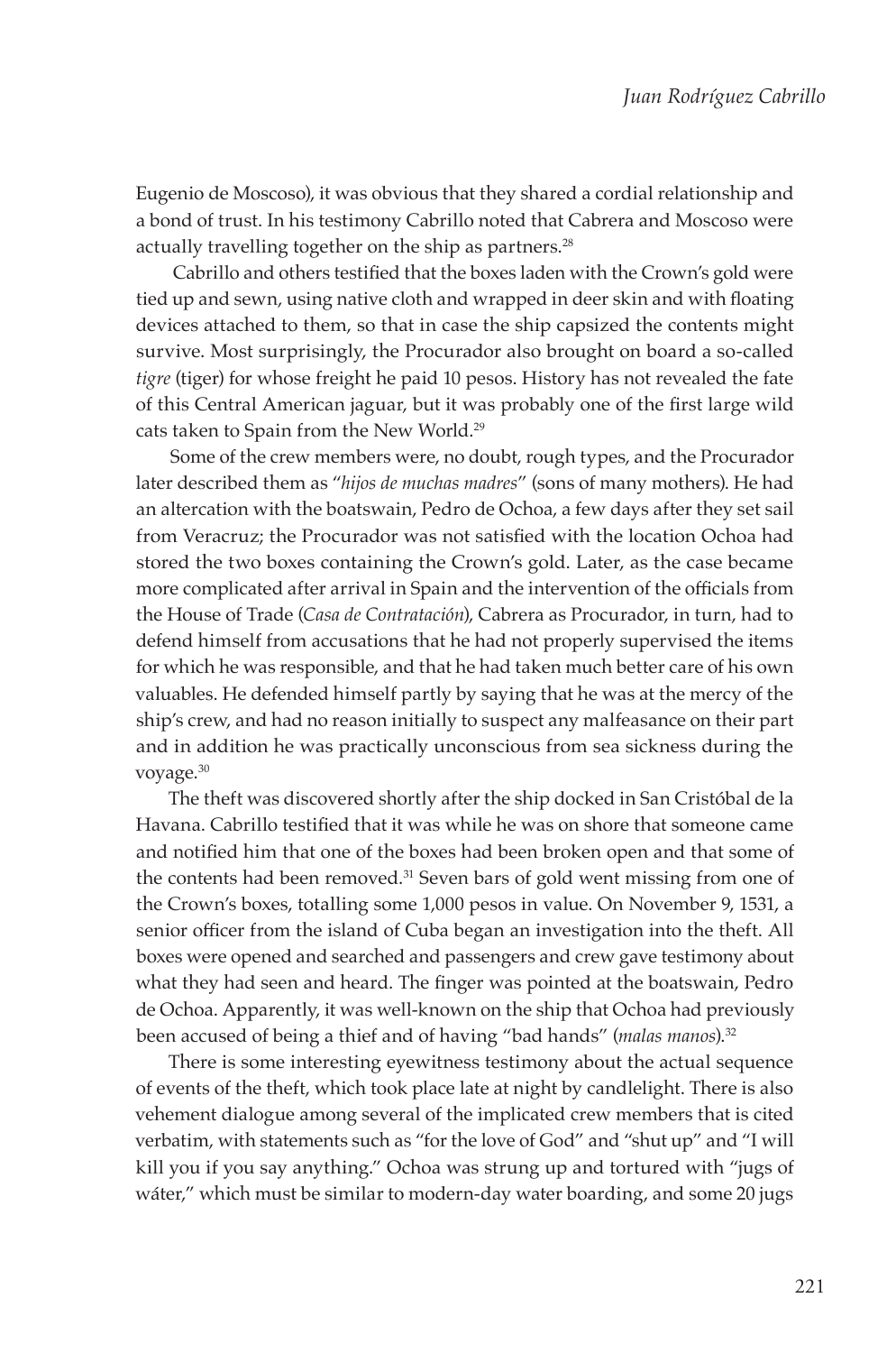Eugenio de Moscoso), it was obvious that they shared a cordial relationship and a bond of trust. In his testimony Cabrillo noted that Cabrera and Moscoso were actually travelling together on the ship as partners.[28]

Cabrillo and others testified that the boxes laden with the Crown's gold were tied up and sewn, using native cloth and wrapped in deer skin and with floating devices attached to them, so that in case the ship capsized the contents might survive. Most surprisingly, the Procurador also brought on board a so-called *tigre* (tiger) for whose freight he paid 10 pesos. History has not revealed the fate of this Central American jaguar, but it was probably one of the first large wild cats taken to Spain from the New World.[29]

Some of the crew members were, no doubt, rough types, and the Procurador later described them as "*hijos de muchas madres*" (sons of many mothers). He had an altercation with the boatswain, Pedro de Ochoa, a few days after they set sail from Veracruz; the Procurador was not satisfied with the location Ochoa had stored the two boxes containing the Crown's gold. Later, as the case became more complicated after arrival in Spain and the intervention of the officials from the House of Trade (*Casa de Contratación*), Cabrera as Procurador, in turn, had to defend himself from accusations that he had not properly supervised the items for which he was responsible, and that he had taken much better care of his own valuables. He defended himself partly by saying that he was at the mercy of the ship's crew, and had no reason initially to suspect any malfeasance on their part and in addition he was practically unconscious from sea sickness during the voyage.[30]

The theft was discovered shortly after the ship docked in San Cristóbal de la Havana. Cabrillo testified that it was while he was on shore that someone came and notified him that one of the boxes had been broken open and that some of the contents had been removed.[31] Seven bars of gold went missing from one of the Crown's boxes, totalling some 1,000 pesos in value. On November 9, 1531, a senior officer from the island of Cuba began an investigation into the theft. All boxes were opened and searched and passengers and crew gave testimony about what they had seen and heard. The finger was pointed at the boatswain, Pedro de Ochoa. Apparently, it was well-known on the ship that Ochoa had previously been accused of being a thief and of having "bad hands" (*malas manos*).[32]

There is some interesting eyewitness testimony about the actual sequence of events of the theft, which took place late at night by candlelight. There is also vehement dialogue among several of the implicated crew members that is cited verbatim, with statements such as "for the love of God" and "shut up" and "I will kill you if you say anything." Ochoa was strung up and tortured with "jugs of wáter," which must be similar to modern-day water boarding, and some 20 jugs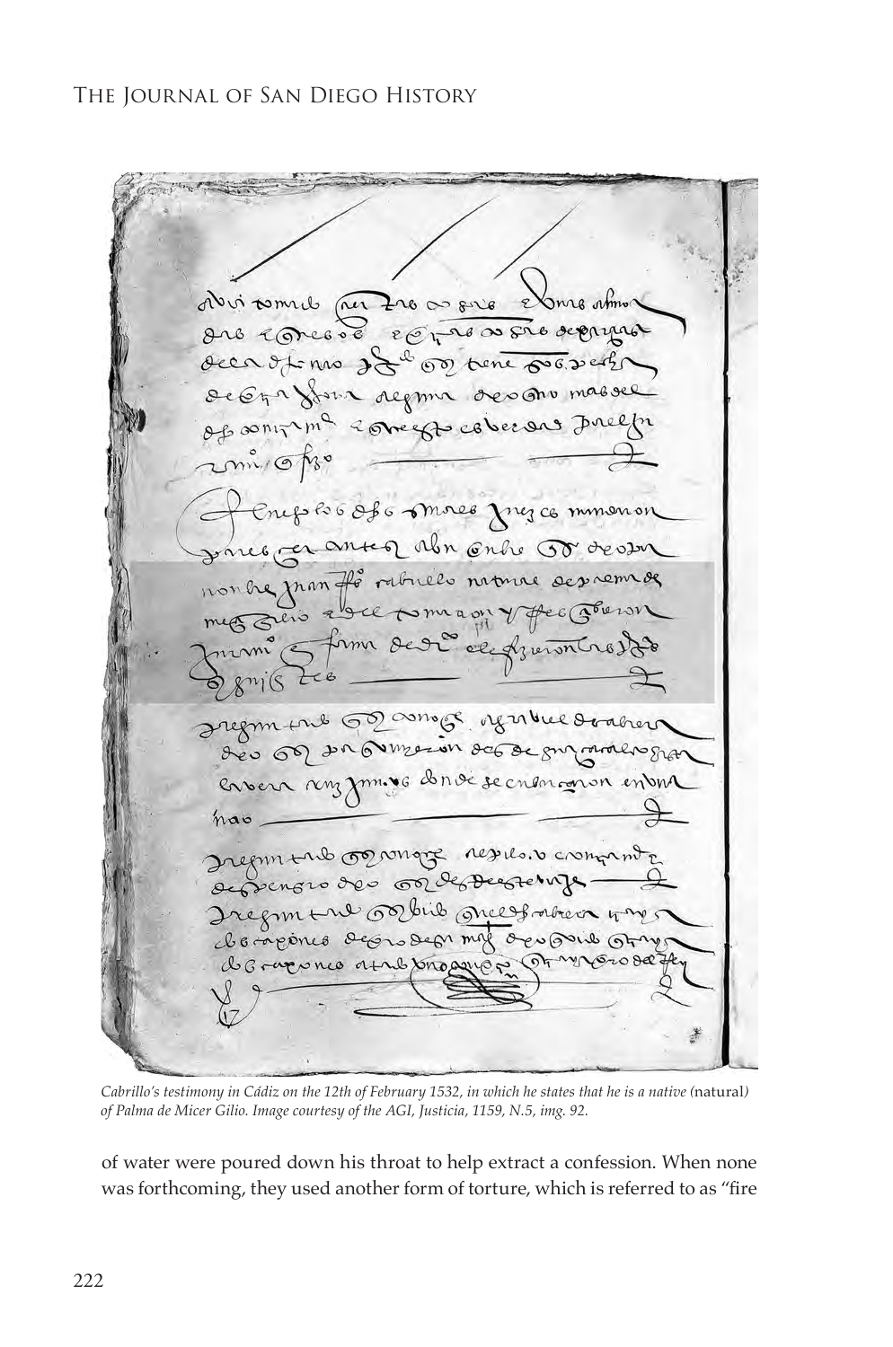*Cabrillo's testimony in Cádiz on the 12th of February 1532, in which he states that he is a native (*natural*) of Palma de Micer Gilio. Image courtesy of the AGI, Justicia, 1159, N.5, img. 92.*

of water were poured down his throat to help extract a confession. When none was forthcoming, they used another form of torture, which is referred to as "fire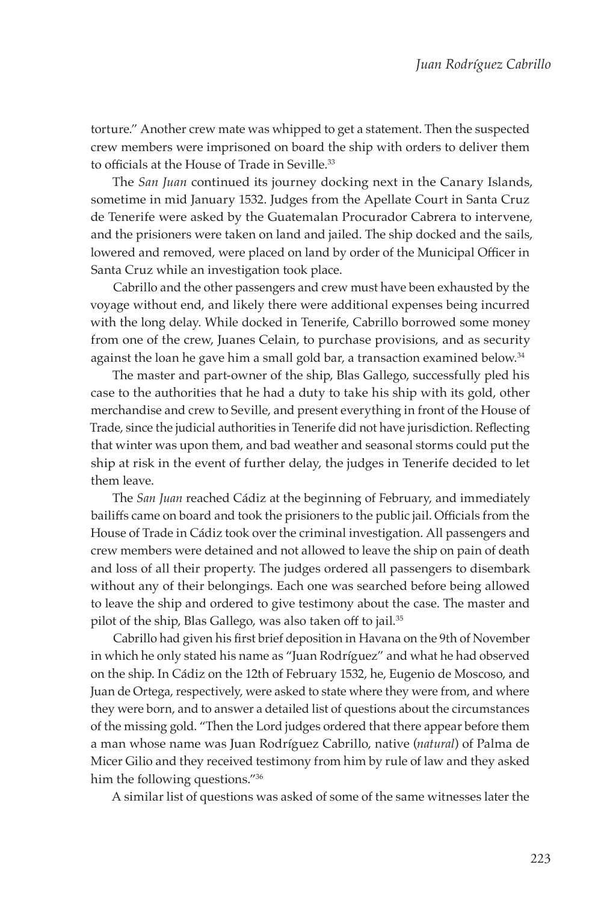torture." Another crew mate was whipped to get a statement. Then the suspected crew members were imprisoned on board the ship with orders to deliver them to officials at the House of Trade in Seville.[33]

The *San Juan* continued its journey docking next in the Canary Islands, sometime in mid January 1532. Judges from the Apellate Court in Santa Cruz de Tenerife were asked by the Guatemalan Procurador Cabrera to intervene, and the prisioners were taken on land and jailed. The ship docked and the sails, lowered and removed, were placed on land by order of the Municipal Officer in Santa Cruz while an investigation took place.

Cabrillo and the other passengers and crew must have been exhausted by the voyage without end, and likely there were additional expenses being incurred with the long delay. While docked in Tenerife, Cabrillo borrowed some money from one of the crew, Juanes Celain, to purchase provisions, and as security against the loan he gave him a small gold bar, a transaction examined below.[34]

The master and part-owner of the ship, Blas Gallego, successfully pled his case to the authorities that he had a duty to take his ship with its gold, other merchandise and crew to Seville, and present everything in front of the House of Trade, since the judicial authorities in Tenerife did not have jurisdiction. Reflecting that winter was upon them, and bad weather and seasonal storms could put the ship at risk in the event of further delay, the judges in Tenerife decided to let them leave.

The *San Juan* reached Cádiz at the beginning of February, and immediately bailiffs came on board and took the prisoners to the public jail. Officials from the House of Trade in Cádiz took over the criminal investigation. All passengers and crew members were detained and not allowed to leave the ship on pain of death and loss of all their property. The judges ordered all passengers to disembark without any of their belongings. Each one was searched before being allowed to leave the ship and ordered to give testimony about the case. The master and pilot of the ship, Blas Gallego, was also taken off to jail.[35]

Cabrillo had given his first brief deposition in Havana on the 9th of November in which he only stated his name as "Juan Rodríguez" and what he had observed on the ship. In Cádiz on the 12th of February 1532, he, Eugenio de Moscoso, and Juan de Ortega, respectively, were asked to state where they were from, and where they were born, and to answer a detailed list of questions about the circumstances of the missing gold. "Then the Lord judges ordered that there appear before them a man whose name was Juan Rodríguez Cabrillo, native (*natural*) of Palma de Micer Gilio and they received testimony from him by rule of law and they asked him the following questions."[36]

A similar list of questions was asked of some of the same witnesses later the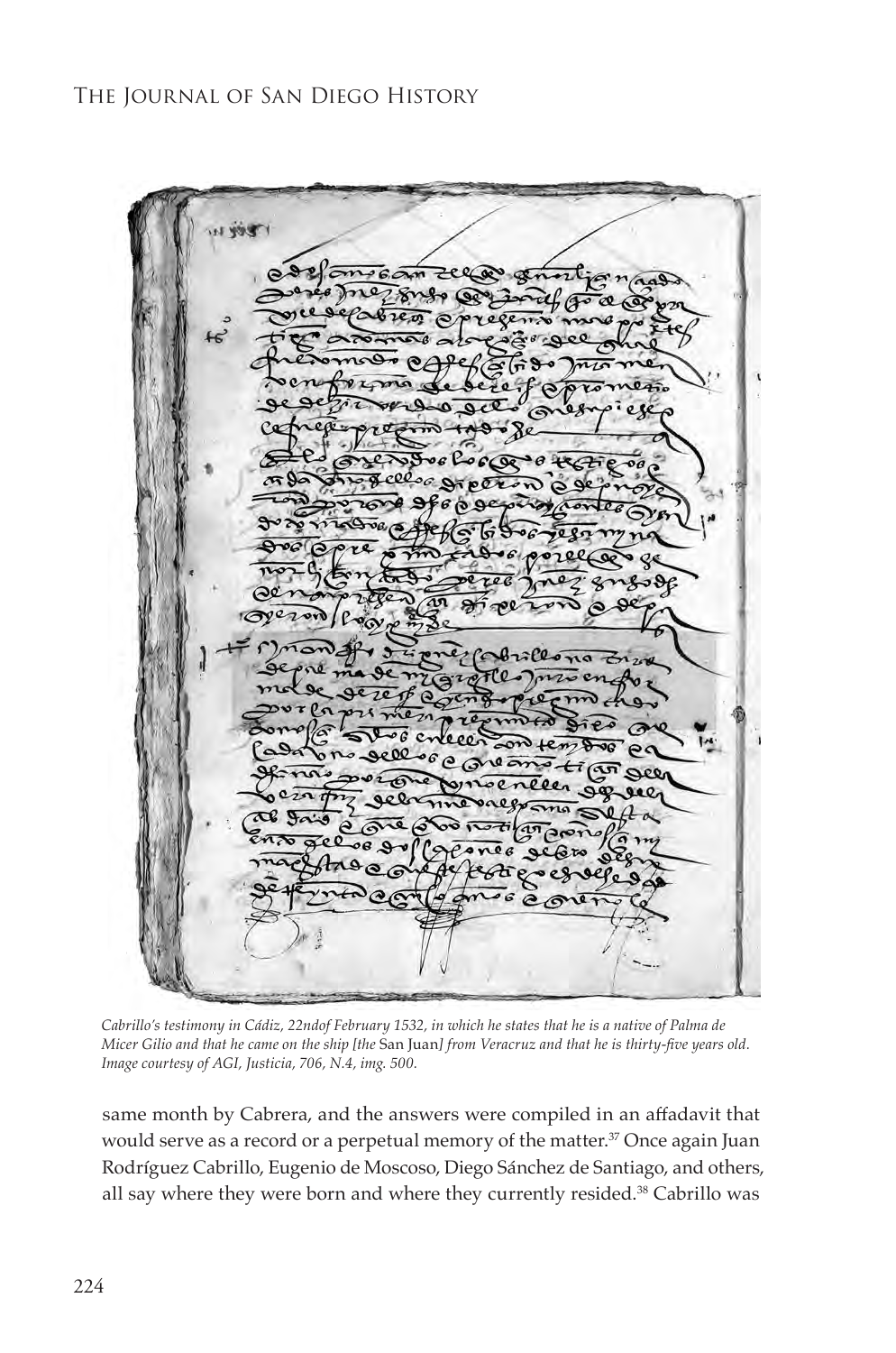*Cabrillo's testimony in Cádiz, 22ndof February 1532, in which he states that he is a native of Palma de Micer Gilio and that he came on the ship [the* San Juan*] from Veracruz and that he is thirty-five years old. Image courtesy of AGI, Justicia, 706, N.4, img. 500.*

same month by Cabrera, and the answers were compiled in an affadavit that would serve as a record or a perpetual memory of the matter.[37] Once again Juan Rodríguez Cabrillo, Eugenio de Moscoso, Diego Sánchez de Santiago, and others, all say where they were born and where they currently resided.[38] Cabrillo was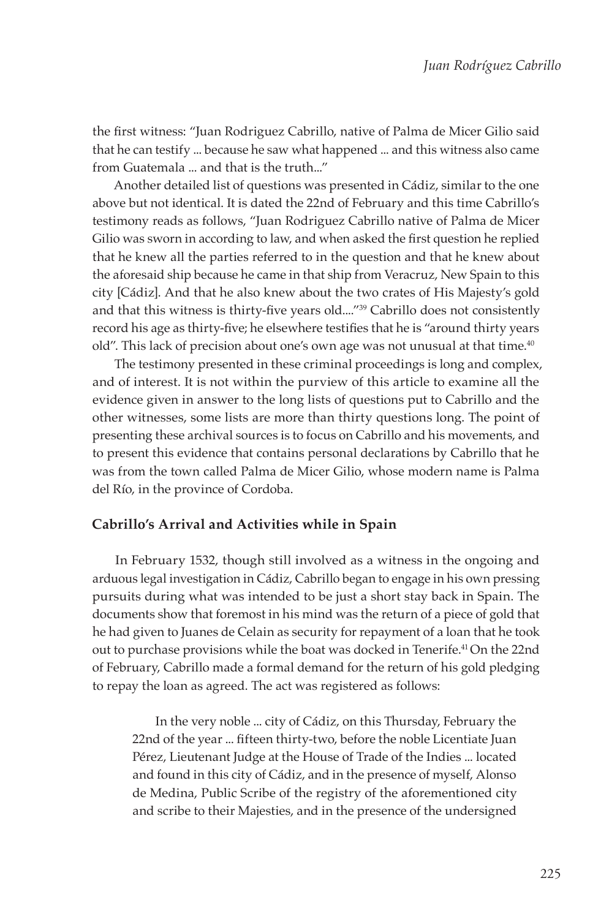the first witness: "Juan Rodriguez Cabrillo, native of Palma de Micer Gilio said that he can testify ... because he saw what happened ... and this witness also came from Guatemala ... and that is the truth..."

Another detailed list of questions was presented in Cádiz, similar to the one above but not identical. It is dated the 22nd of February and this time Cabrillo's testimony reads as follows, "Juan Rodriguez Cabrillo native of Palma de Micer Gilio was sworn in according to law, and when asked the first question he replied that he knew all the parties referred to in the question and that he knew about the aforesaid ship because he came in that ship from Veracruz, New Spain to this city [Cádiz]. And that he also knew about the two crates of His Majesty's gold and that this witness is thirty-five years old...."[39] Cabrillo does not consistently record his age as thirty-five; he elsewhere testifies that he is "around thirty years old". This lack of precision about one's own age was not unusual at that time.[40]

The testimony presented in these criminal proceedings is long and complex, and of interest. It is not within the purview of this article to examine all the evidence given in answer to the long lists of questions put to Cabrillo and the other witnesses, some lists are more than thirty questions long. The point of presenting these archival sources is to focus on Cabrillo and his movements, and to present this evidence that contains personal declarations by Cabrillo that he was from the town called Palma de Micer Gilio, whose modern name is Palma del Río, in the province of Cordoba.

### Cabrillo's Arrival and Activities while in Spain

In February 1532, though still involved as a witness in the ongoing and arduous legal investigation in Cádiz, Cabrillo began to engage in his own pressing pursuits during what was intended to be just a short stay back in Spain. The documents show that foremost in his mind was the return of a piece of gold that he had given to Juanes de Celain as security for repayment of a loan that he took out to purchase provisions while the boat was docked in Tenerife.[41] On the 22nd of February, Cabrillo made a formal demand for the return of his gold pledging to repay the loan as agreed. The act was registered as follows:

> In the very noble ... city of Cádiz, on this Thursday, February the 22nd of the year ... fifteen thirty-two, before the noble Licentiate Juan Pérez, Lieutenant Judge at the House of Trade of the Indies ... located and found in this city of Cádiz, and in the presence of myself, Alonso de Medina, Public Scribe of the registry of the aforementioned city and scribe to their Majesties, and in the presence of the undersigned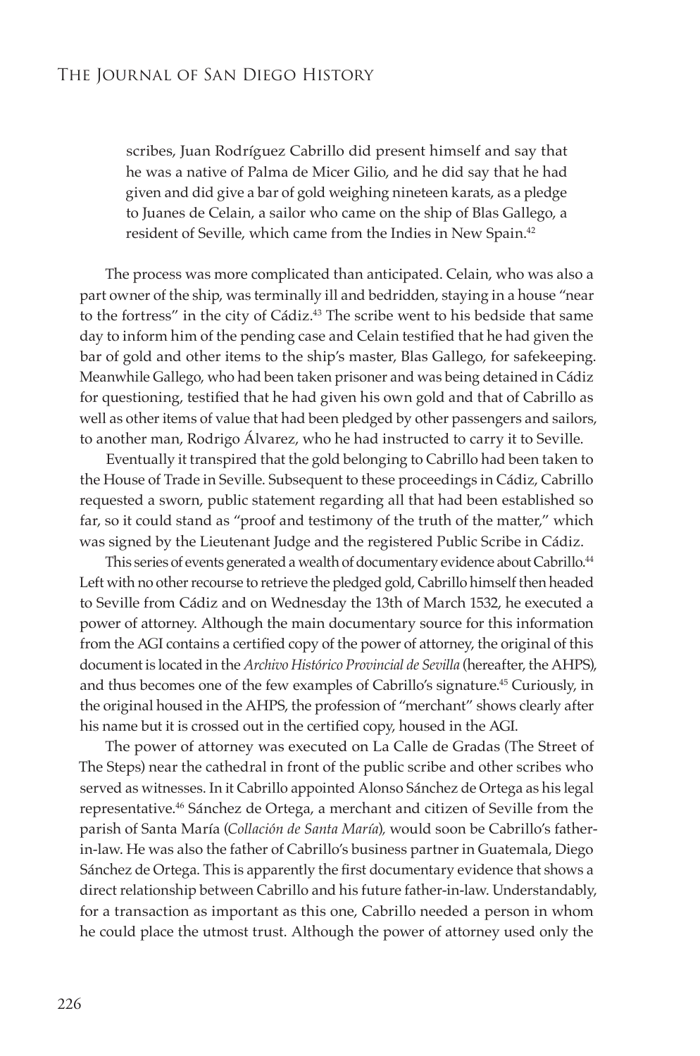> scribes, Juan Rodríguez Cabrillo did present himself and say that he was a native of Palma de Micer Gilio, and he did say that he had given and did give a bar of gold weighing nineteen karats, as a pledge to Juanes de Celain, a sailor who came on the ship of Blas Gallego, a resident of Seville, which came from the Indies in New Spain.[42]

The process was more complicated than anticipated. Celain, who was also a part owner of the ship, was terminally ill and bedridden, staying in a house "near to the fortress" in the city of Cádiz.[43] The scribe went to his bedside that same day to inform him of the pending case and Celain testified that he had given the bar of gold and other items to the ship's master, Blas Gallego, for safekeeping. Meanwhile Gallego, who had been taken prisoner and was being detained in Cádiz for questioning, testified that he had given his own gold and that of Cabrillo as well as other items of value that had been pledged by other passengers and sailors, to another man, Rodrigo Álvarez, who he had instructed to carry it to Seville.

Eventually it transpired that the gold belonging to Cabrillo had been taken to the House of Trade in Seville. Subsequent to these proceedings in Cádiz, Cabrillo requested a sworn, public statement regarding all that had been established so far, so it could stand as "proof and testimony of the truth of the matter," which was signed by the Lieutenant Judge and the registered Public Scribe in Cádiz.

This series of events generated a wealth of documentary evidence about Cabrillo.[44] Left with no other recourse to retrieve the pledged gold, Cabrillo himself then headed to Seville from Cádiz and on Wednesday the 13th of March 1532, he executed a power of attorney. Although the main documentary source for this information from the AGI contains a certified copy of the power of attorney, the original of this document is located in the *Archivo Histórico Provincial de Sevilla* (hereafter, the AHPS), and thus becomes one of the few examples of Cabrillo's signature.[45] Curiously, in the original housed in the AHPS, the profession of "merchant" shows clearly after his name but it is crossed out in the certified copy, housed in the AGI.

The power of attorney was executed on La Calle de Gradas (The Street of The Steps) near the cathedral in front of the public scribe and other scribes who served as witnesses. In it Cabrillo appointed Alonso Sánchez de Ortega as his legal representative.[46] Sánchez de Ortega, a merchant and citizen of Seville from the parish of Santa María (*Collación de Santa María*), would soon be Cabrillo's father-in-law. He was also the father of Cabrillo's business partner in Guatemala, Diego Sánchez de Ortega. This is apparently the first documentary evidence that shows a direct relationship between Cabrillo and his future father-in-law. Understandably, for a transaction as important as this one, Cabrillo needed a person in whom he could place the utmost trust. Although the power of attorney used only the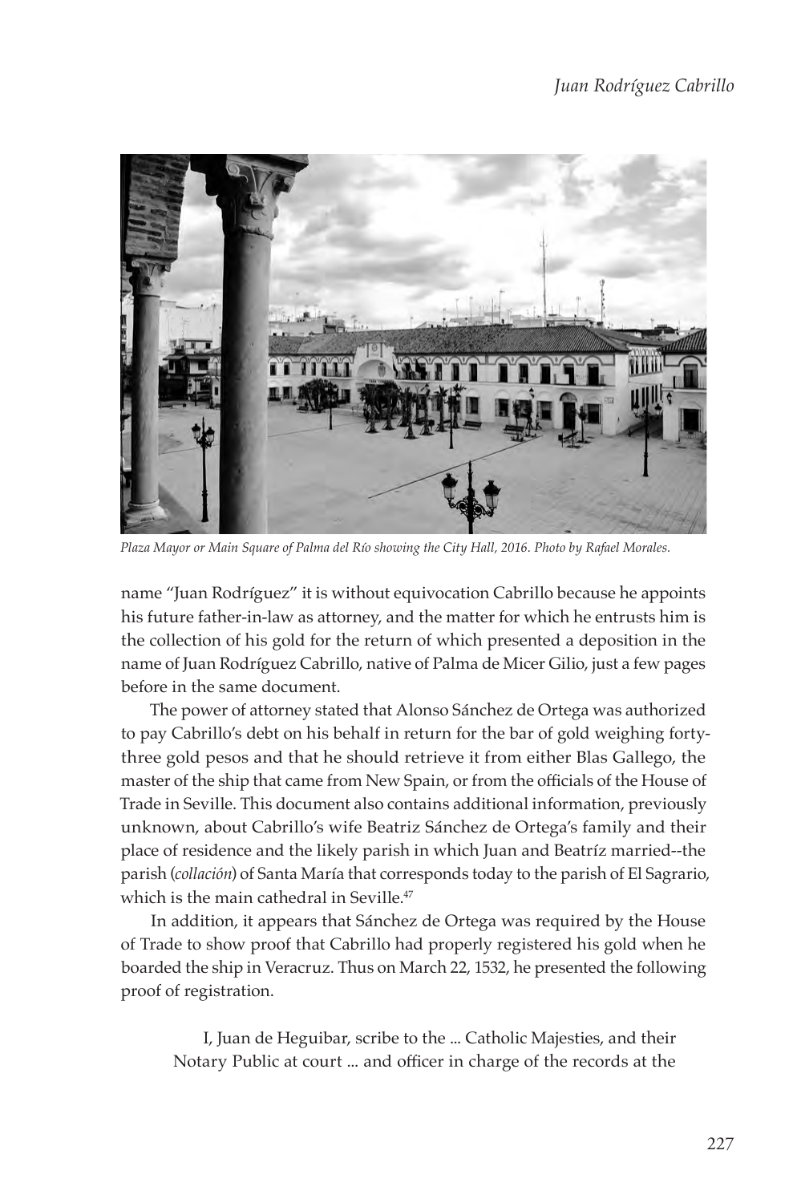*Plaza Mayor or Main Square of Palma del Río showing the City Hall, 2016. Photo by Rafael Morales.*

name "Juan Rodríguez" it is without equivocation Cabrillo because he appoints his future father-in-law as attorney, and the matter for which he entrusts him is the collection of his gold for the return of which presented a deposition in the name of Juan Rodríguez Cabrillo, native of Palma de Micer Gilio, just a few pages before in the same document.

The power of attorney stated that Alonso Sánchez de Ortega was authorized to pay Cabrillo's debt on his behalf in return for the bar of gold weighing forty-three gold pesos and that he should retrieve it from either Blas Gallego, the master of the ship that came from New Spain, or from the officials of the House of Trade in Seville. This document also contains additional information, previously unknown, about Cabrillo's wife Beatriz Sánchez de Ortega's family and their place of residence and the likely parish in which Juan and Beatríz married--the parish (*collación*) of Santa María that corresponds today to the parish of El Sagrario, which is the main cathedral in Seville.[47]

In addition, it appears that Sánchez de Ortega was required by the House of Trade to show proof that Cabrillo had properly registered his gold when he boarded the ship in Veracruz. Thus on March 22, 1532, he presented the following proof of registration.

> I, Juan de Heguibar, scribe to the ... Catholic Majesties, and their Notary Public at court ... and officer in charge of the records at the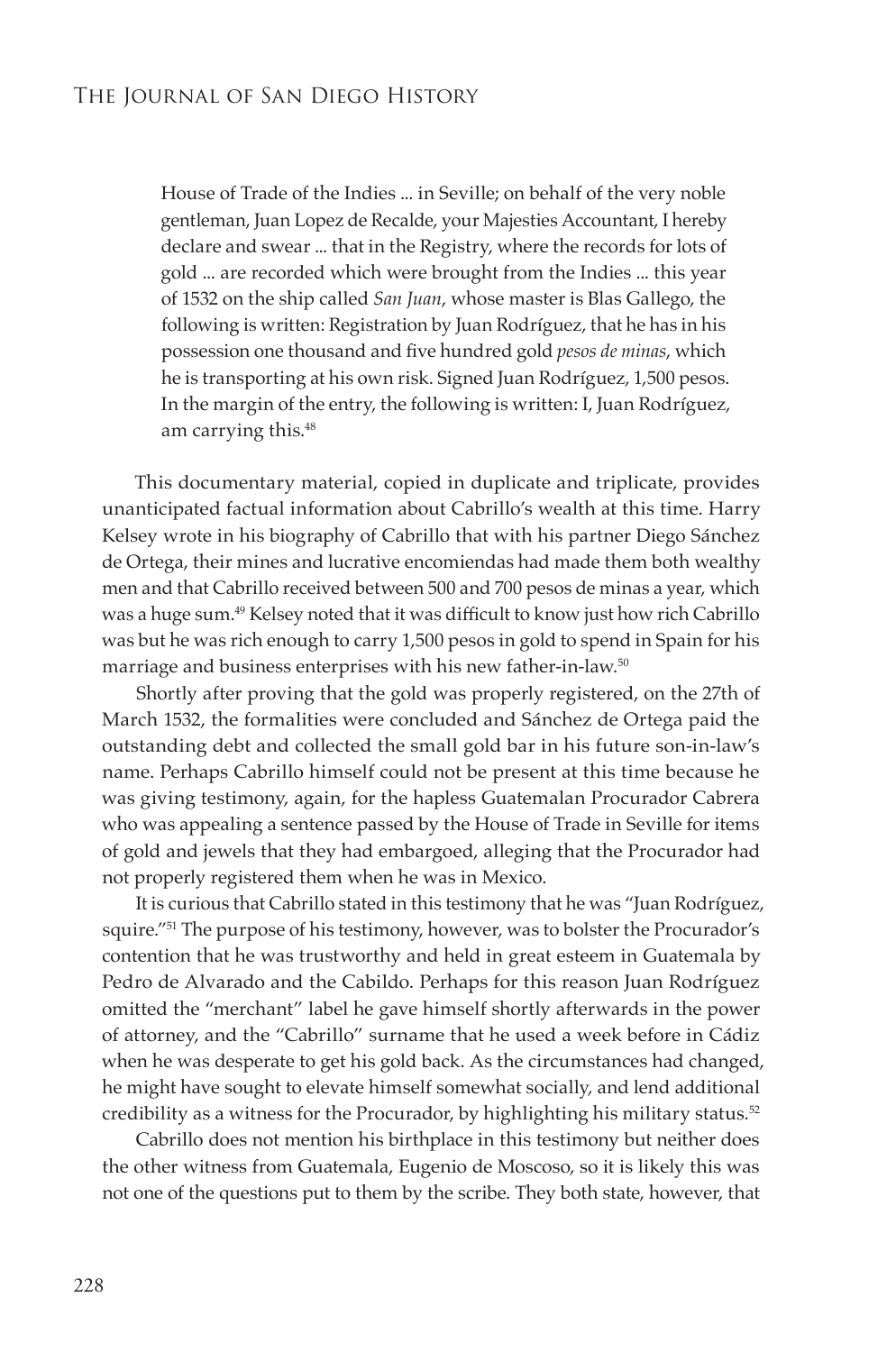> House of Trade of the Indies ... in Seville; on behalf of the very noble gentleman, Juan Lopez de Recalde, your Majesties Accountant, I hereby declare and swear ... that in the Registry, where the records for lots of gold ... are recorded which were brought from the Indies ... this year of 1532 on the ship called *San Juan*, whose master is Blas Gallego, the following is written: Registration by Juan Rodríguez, that he has in his possession one thousand and five hundred gold *pesos de minas*, which he is transporting at his own risk. Signed Juan Rodríguez, 1,500 pesos. In the margin of the entry, the following is written: I, Juan Rodríguez, am carrying this.[48]

This documentary material, copied in duplicate and triplicate, provides unanticipated factual information about Cabrillo's wealth at this time. Harry Kelsey wrote in his biography of Cabrillo that with his partner Diego Sánchez de Ortega, their mines and lucrative encomiendas had made them both wealthy men and that Cabrillo received between 500 and 700 pesos de minas a year, which was a huge sum.[49] Kelsey noted that it was difficult to know just how rich Cabrillo was but he was rich enough to carry 1,500 pesos in gold to spend in Spain for his marriage and business enterprises with his new father-in-law.[50]

Shortly after proving that the gold was properly registered, on the 27th of March 1532, the formalities were concluded and Sánchez de Ortega paid the outstanding debt and collected the small gold bar in his future son-in-law's name. Perhaps Cabrillo himself could not be present at this time because he was giving testimony, again, for the hapless Guatemalan Procurador Cabrera who was appealing a sentence passed by the House of Trade in Seville for items of gold and jewels that they had embargoed, alleging that the Procurador had not properly registered them when he was in Mexico.

It is curious that Cabrillo stated in this testimony that he was "Juan Rodríguez, squire."[51] The purpose of his testimony, however, was to bolster the Procurador's contention that he was trustworthy and held in great esteem in Guatemala by Pedro de Alvarado and the Cabildo. Perhaps for this reason Juan Rodríguez omitted the "merchant" label he gave himself shortly afterwards in the power of attorney, and the "Cabrillo" surname that he used a week before in Cádiz when he was desperate to get his gold back. As the circumstances had changed, he might have sought to elevate himself somewhat socially, and lend additional credibility as a witness for the Procurador, by highlighting his military status.[52]

Cabrillo does not mention his birthplace in this testimony but neither does the other witness from Guatemala, Eugenio de Moscoso, so it is likely this was not one of the questions put to them by the scribe. They both state, however, that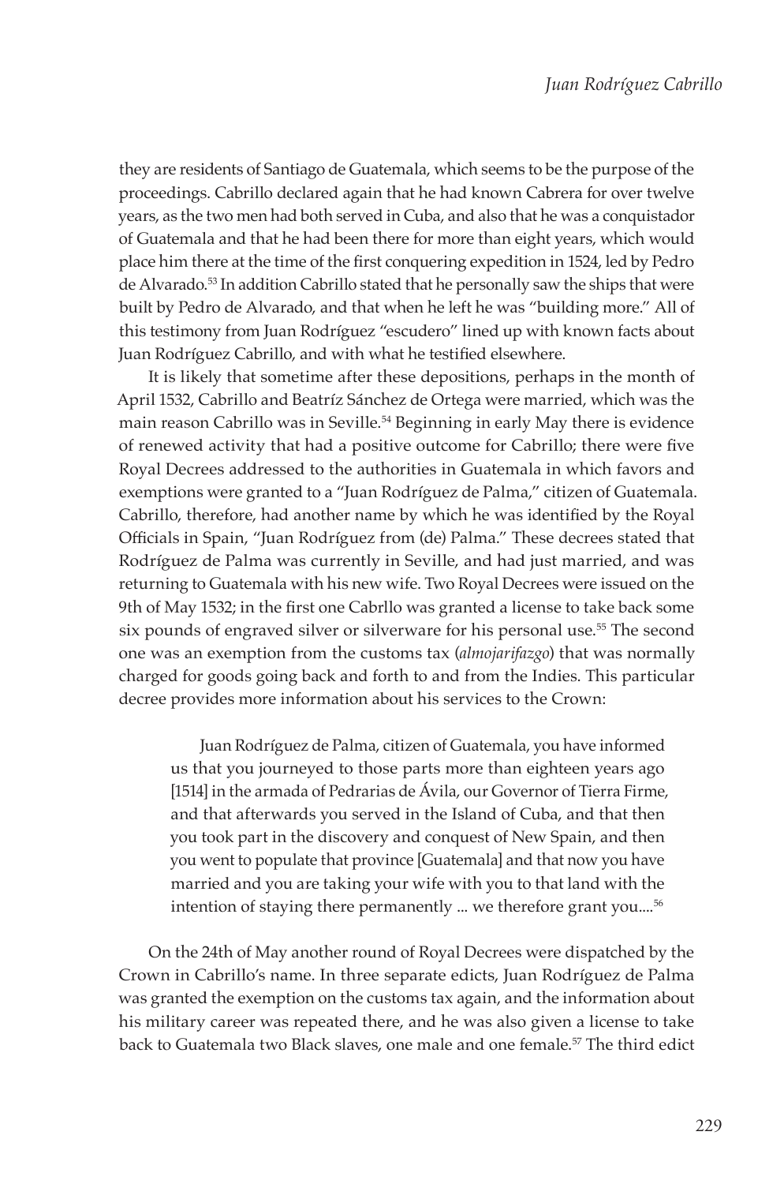they are residents of Santiago de Guatemala, which seems to be the purpose of the proceedings. Cabrillo declared again that he had known Cabrera for over twelve years, as the two men had both served in Cuba, and also that he was a conquistador of Guatemala and that he had been there for more than eight years, which would place him there at the time of the first conquering expedition in 1524, led by Pedro de Alvarado.[53] In addition Cabrillo stated that he personally saw the ships that were built by Pedro de Alvarado, and that when he left he was "building more." All of this testimony from Juan Rodríguez "escudero" lined up with known facts about Juan Rodríguez Cabrillo, and with what he testified elsewhere.

It is likely that sometime after these depositions, perhaps in the month of April 1532, Cabrillo and Beatríz Sánchez de Ortega were married, which was the main reason Cabrillo was in Seville.[54] Beginning in early May there is evidence of renewed activity that had a positive outcome for Cabrillo; there were five Royal Decrees addressed to the authorities in Guatemala in which favors and exemptions were granted to a "Juan Rodríguez de Palma," citizen of Guatemala. Cabrillo, therefore, had another name by which he was identified by the Royal Officials in Spain, "Juan Rodríguez from (de) Palma." These decrees stated that Rodríguez de Palma was currently in Seville, and had just married, and was returning to Guatemala with his new wife. Two Royal Decrees were issued on the 9th of May 1532; in the first one Cabrllo was granted a license to take back some six pounds of engraved silver or silverware for his personal use.[55] The second one was an exemption from the customs tax (*almojarifazgo*) that was normally charged for goods going back and forth to and from the Indies. This particular decree provides more information about his services to the Crown:

> Juan Rodríguez de Palma, citizen of Guatemala, you have informed us that you journeyed to those parts more than eighteen years ago [1514] in the armada of Pedrarias de Ávila, our Governor of Tierra Firme, and that afterwards you served in the Island of Cuba, and that then you took part in the discovery and conquest of New Spain, and then you went to populate that province [Guatemala] and that now you have married and you are taking your wife with you to that land with the intention of staying there permanently ... we therefore grant you....[56]

On the 24th of May another round of Royal Decrees were dispatched by the Crown in Cabrillo's name. In three separate edicts, Juan Rodríguez de Palma was granted the exemption on the customs tax again, and the information about his military career was repeated there, and he was also given a license to take back to Guatemala two Black slaves, one male and one female.[57] The third edict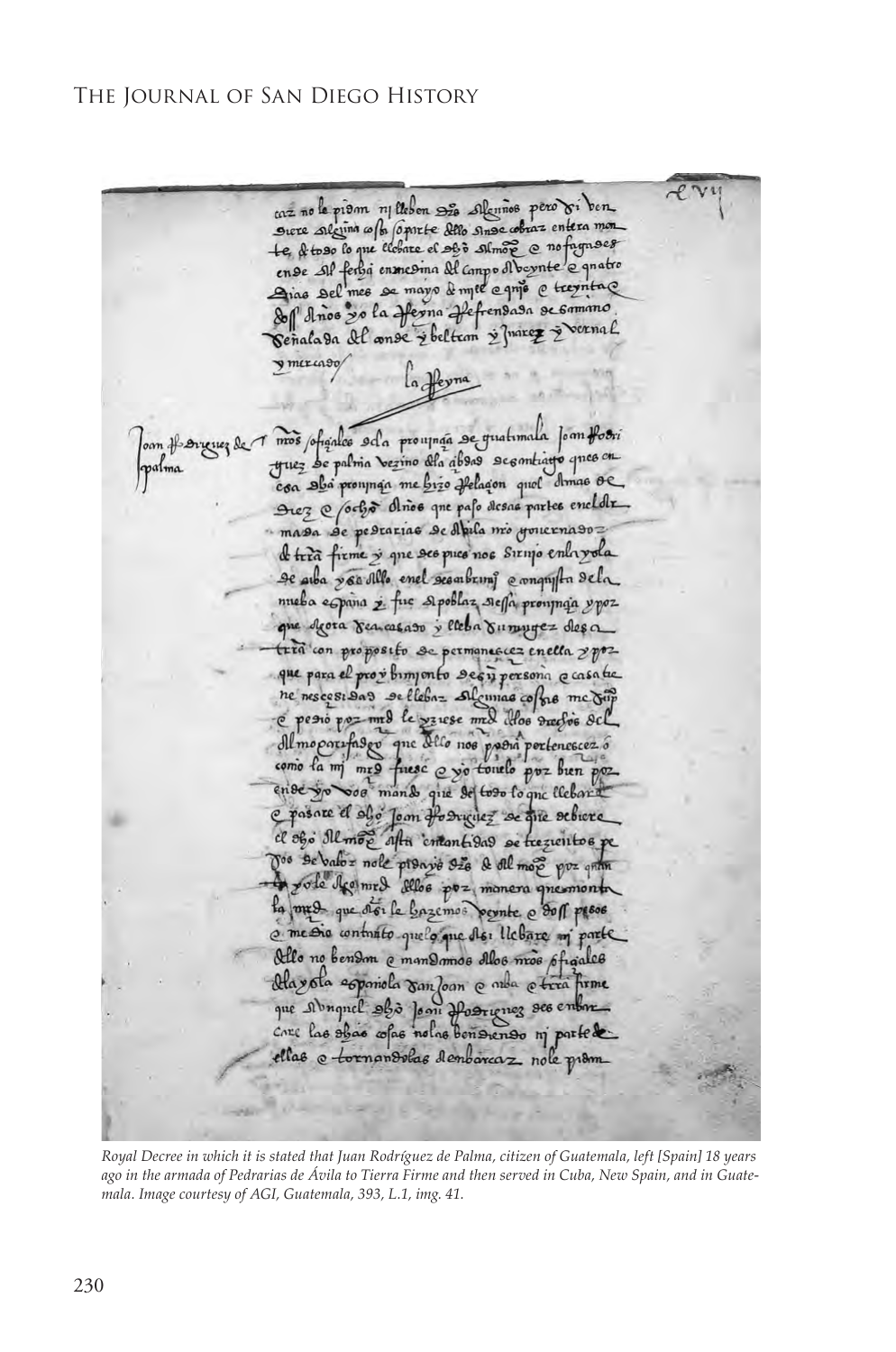*Royal Decree in which it is stated that Juan Rodríguez de Palma, citizen of Guatemala, left [Spain] 18 years ago in the armada of Pedrarias de Ávila to Tierra Firme and then served in Cuba, New Spain, and in Guatemala. Image courtesy of AGI, Guatemala, 393, L.1, img. 41.*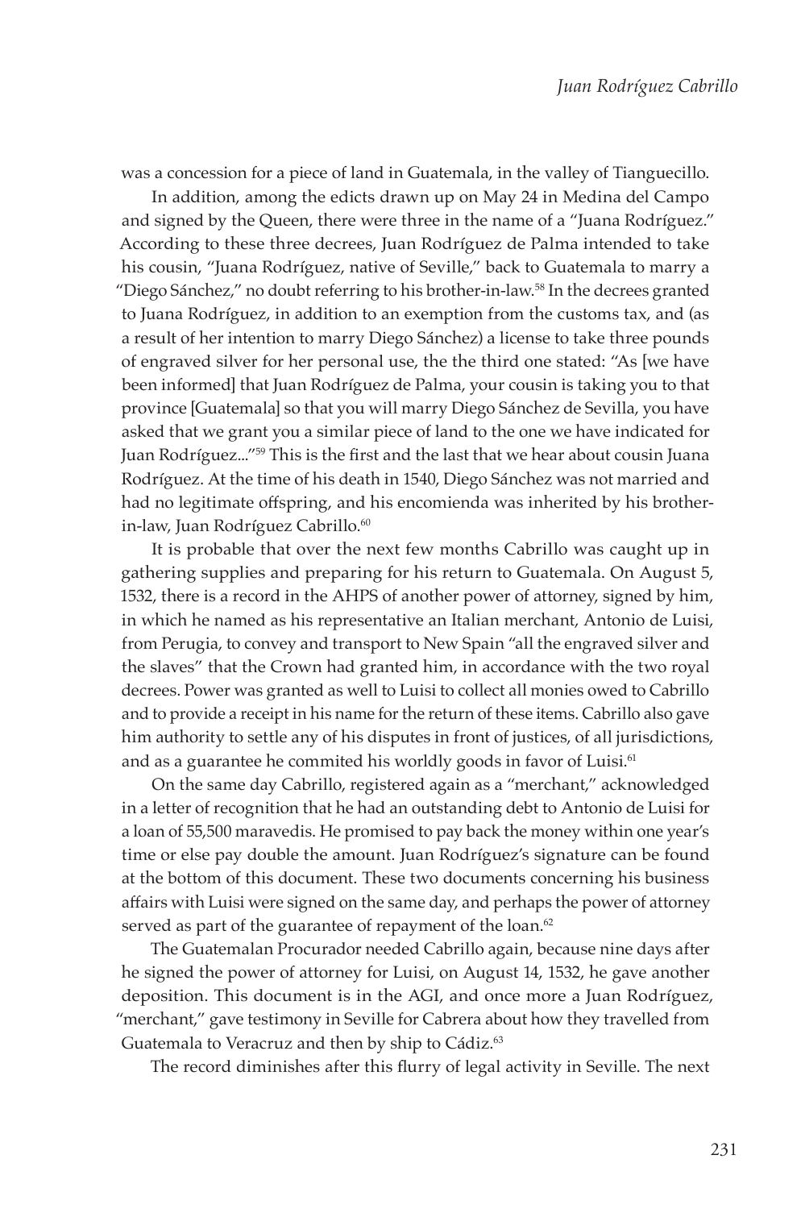was a concession for a piece of land in Guatemala, in the valley of Tianguecillo.

In addition, among the edicts drawn up on May 24 in Medina del Campo and signed by the Queen, there were three in the name of a "Juana Rodríguez." According to these three decrees, Juan Rodríguez de Palma intended to take his cousin, "Juana Rodríguez, native of Seville," back to Guatemala to marry a "Diego Sánchez," no doubt referring to his brother-in-law.[58] In the decrees granted to Juana Rodríguez, in addition to an exemption from the customs tax, and (as a result of her intention to marry Diego Sánchez) a license to take three pounds of engraved silver for her personal use, the the third one stated: "As [we have been informed] that Juan Rodríguez de Palma, your cousin is taking you to that province [Guatemala] so that you will marry Diego Sánchez de Sevilla, you have asked that we grant you a similar piece of land to the one we have indicated for Juan Rodríguez..."[59] This is the first and the last that we hear about cousin Juana Rodríguez. At the time of his death in 1540, Diego Sánchez was not married and had no legitimate offspring, and his encomienda was inherited by his brother-in-law, Juan Rodríguez Cabrillo.[60]

It is probable that over the next few months Cabrillo was caught up in gathering supplies and preparing for his return to Guatemala. On August 5, 1532, there is a record in the AHPS of another power of attorney, signed by him, in which he named as his representative an Italian merchant, Antonio de Luisi, from Perugia, to convey and transport to New Spain "all the engraved silver and the slaves" that the Crown had granted him, in accordance with the two royal decrees. Power was granted as well to Luisi to collect all monies owed to Cabrillo and to provide a receipt in his name for the return of these items. Cabrillo also gave him authority to settle any of his disputes in front of justices, of all jurisdictions, and as a guarantee he commited his worldly goods in favor of Luisi.[61]

On the same day Cabrillo, registered again as a "merchant," acknowledged in a letter of recognition that he had an outstanding debt to Antonio de Luisi for a loan of 55,500 maravedis. He promised to pay back the money within one year's time or else pay double the amount. Juan Rodríguez's signature can be found at the bottom of this document. These two documents concerning his business affairs with Luisi were signed on the same day, and perhaps the power of attorney served as part of the guarantee of repayment of the loan.[62]

The Guatemalan Procurador needed Cabrillo again, because nine days after he signed the power of attorney for Luisi, on August 14, 1532, he gave another deposition. This document is in the AGI, and once more a Juan Rodríguez, "merchant," gave testimony in Seville for Cabrera about how they travelled from Guatemala to Veracruz and then by ship to Cádiz.[63]

The record diminishes after this flurry of legal activity in Seville. The next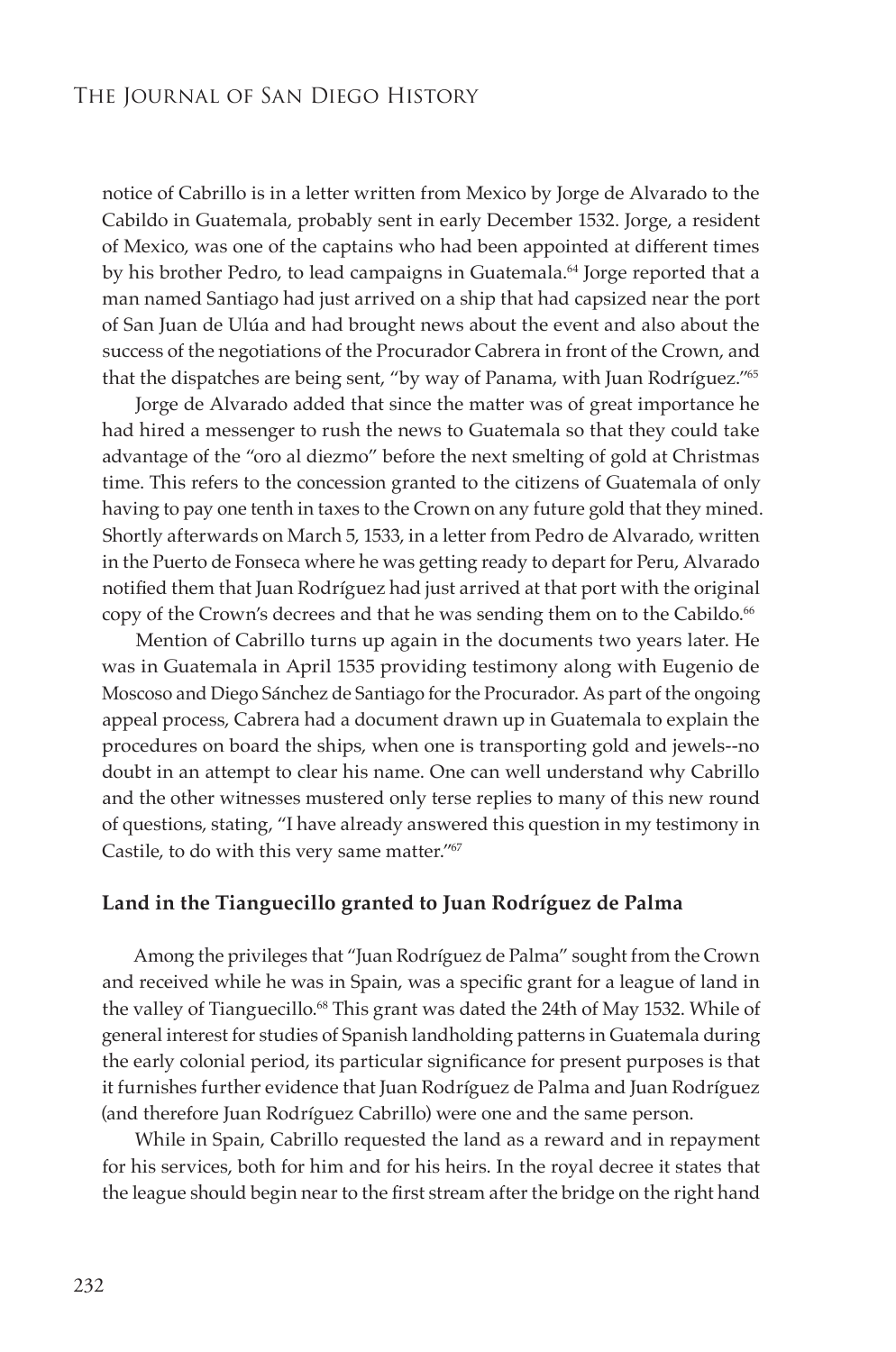notice of Cabrillo is in a letter written from Mexico by Jorge de Alvarado to the Cabildo in Guatemala, probably sent in early December 1532. Jorge, a resident of Mexico, was one of the captains who had been appointed at different times by his brother Pedro, to lead campaigns in Guatemala.[64] Jorge reported that a man named Santiago had just arrived on a ship that had capsized near the port of San Juan de Ulúa and had brought news about the event and also about the success of the negotiations of the Procurador Cabrera in front of the Crown, and that the dispatches are being sent, "by way of Panama, with Juan Rodríguez."[65]

Jorge de Alvarado added that since the matter was of great importance he had hired a messenger to rush the news to Guatemala so that they could take advantage of the "oro al diezmo" before the next smelting of gold at Christmas time. This refers to the concession granted to the citizens of Guatemala of only having to pay one tenth in taxes to the Crown on any future gold that they mined. Shortly afterwards on March 5, 1533, in a letter from Pedro de Alvarado, written in the Puerto de Fonseca where he was getting ready to depart for Peru, Alvarado notified them that Juan Rodríguez had just arrived at that port with the original copy of the Crown's decrees and that he was sending them on to the Cabildo.[66]

Mention of Cabrillo turns up again in the documents two years later. He was in Guatemala in April 1535 providing testimony along with Eugenio de Moscoso and Diego Sánchez de Santiago for the Procurador. As part of the ongoing appeal process, Cabrera had a document drawn up in Guatemala to explain the procedures on board the ships, when one is transporting gold and jewels--no doubt in an attempt to clear his name. One can well understand why Cabrillo and the other witnesses mustered only terse replies to many of this new round of questions, stating, "I have already answered this question in my testimony in Castile, to do with this very same matter."[67]

### Land in the Tianguecillo granted to Juan Rodríguez de Palma

Among the privileges that "Juan Rodríguez de Palma" sought from the Crown and received while he was in Spain, was a specific grant for a league of land in the valley of Tianguecillo.[68] This grant was dated the 24th of May 1532. While of general interest for studies of Spanish landholding patterns in Guatemala during the early colonial period, its particular significance for present purposes is that it furnishes further evidence that Juan Rodríguez de Palma and Juan Rodríguez (and therefore Juan Rodríguez Cabrillo) were one and the same person.

While in Spain, Cabrillo requested the land as a reward and in repayment for his services, both for him and for his heirs. In the royal decree it states that the league should begin near to the first stream after the bridge on the right hand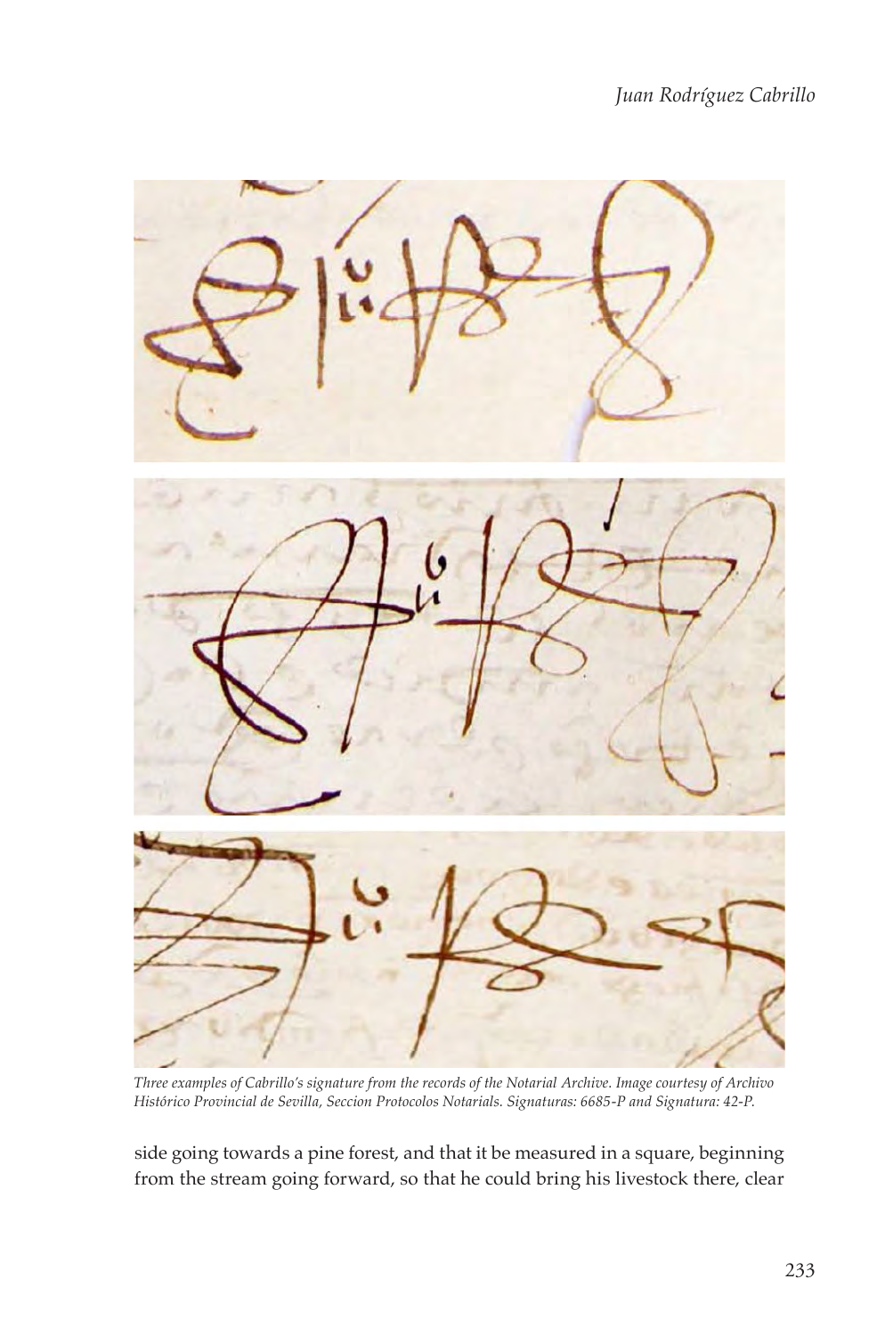*Three examples of Cabrillo's signature from the records of the Notarial Archive. Image courtesy of Archivo Histórico Provincial de Sevilla, Seccion Protocolos Notarials. Signaturas: 6685-P and Signatura: 42-P.*

side going towards a pine forest, and that it be measured in a square, beginning from the stream going forward, so that he could bring his livestock there, clear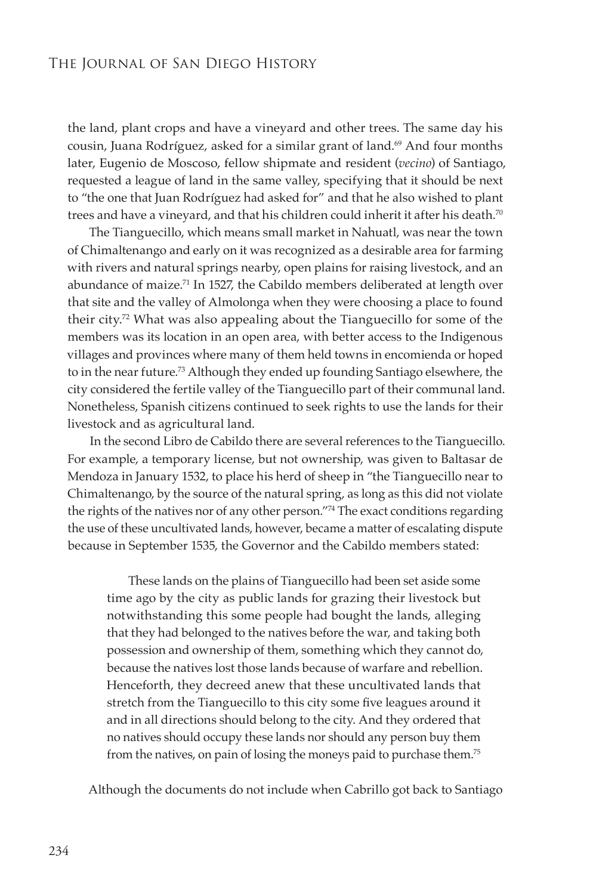the land, plant crops and have a vineyard and other trees. The same day his cousin, Juana Rodríguez, asked for a similar grant of land.[69] And four months later, Eugenio de Moscoso, fellow shipmate and resident (*vecino*) of Santiago, requested a league of land in the same valley, specifying that it should be next to "the one that Juan Rodríguez had asked for" and that he also wished to plant trees and have a vineyard, and that his children could inherit it after his death.[70]

The Tianguecillo, which means small market in Nahuatl, was near the town of Chimaltenango and early on it was recognized as a desirable area for farming with rivers and natural springs nearby, open plains for raising livestock, and an abundance of maize.[71] In 1527, the Cabildo members deliberated at length over that site and the valley of Almolonga when they were choosing a place to found their city.[72] What was also appealing about the Tianguecillo for some of the members was its location in an open area, with better access to the Indigenous villages and provinces where many of them held towns in encomienda or hoped to in the near future.[73] Although they ended up founding Santiago elsewhere, the city considered the fertile valley of the Tianguecillo part of their communal land. Nonetheless, Spanish citizens continued to seek rights to use the lands for their livestock and as agricultural land.

In the second Libro de Cabildo there are several references to the Tianguecillo. For example, a temporary license, but not ownership, was given to Baltasar de Mendoza in January 1532, to place his herd of sheep in "the Tianguecillo near to Chimaltenango, by the source of the natural spring, as long as this did not violate the rights of the natives nor of any other person."[74] The exact conditions regarding the use of these uncultivated lands, however, became a matter of escalating dispute because in September 1535, the Governor and the Cabildo members stated:

> These lands on the plains of Tianguecillo had been set aside some time ago by the city as public lands for grazing their livestock but notwithstanding this some people had bought the lands, alleging that they had belonged to the natives before the war, and taking both possession and ownership of them, something which they cannot do, because the natives lost those lands because of warfare and rebellion. Henceforth, they decreed anew that these uncultivated lands that stretch from the Tianguecillo to this city some five leagues around it and in all directions should belong to the city. And they ordered that no natives should occupy these lands nor should any person buy them from the natives, on pain of losing the moneys paid to purchase them.[75]

Although the documents do not include when Cabrillo got back to Santiago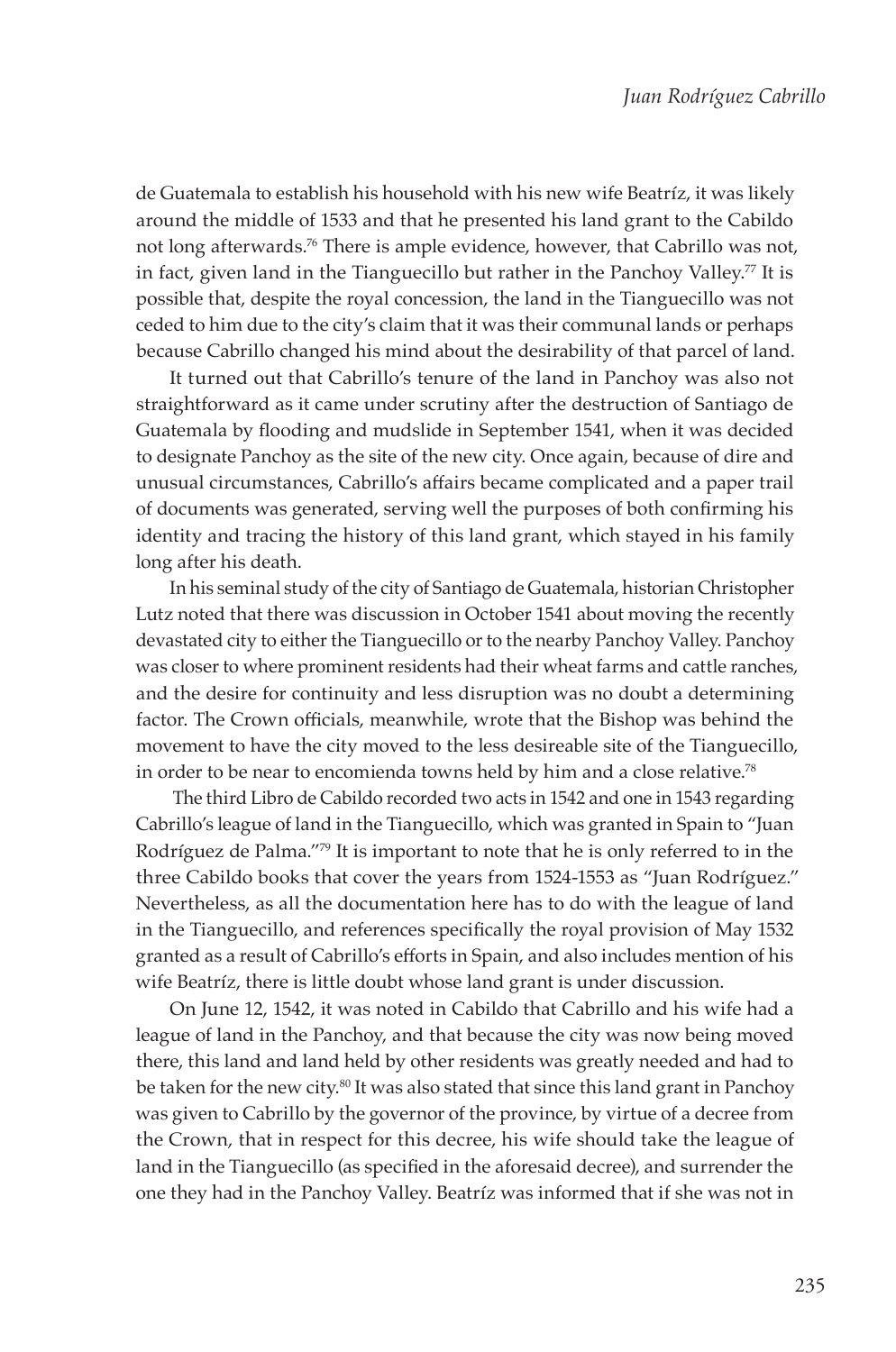de Guatemala to establish his household with his new wife Beatríz, it was likely around the middle of 1533 and that he presented his land grant to the Cabildo not long afterwards.[76] There is ample evidence, however, that Cabrillo was not, in fact, given land in the Tianguecillo but rather in the Panchoy Valley.[77] It is possible that, despite the royal concession, the land in the Tianguecillo was not ceded to him due to the city's claim that it was their communal lands or perhaps because Cabrillo changed his mind about the desirability of that parcel of land.

It turned out that Cabrillo's tenure of the land in Panchoy was also not straightforward as it came under scrutiny after the destruction of Santiago de Guatemala by flooding and mudslide in September 1541, when it was decided to designate Panchoy as the site of the new city. Once again, because of dire and unusual circumstances, Cabrillo's affairs became complicated and a paper trail of documents was generated, serving well the purposes of both confirming his identity and tracing the history of this land grant, which stayed in his family long after his death.

In his seminal study of the city of Santiago de Guatemala, historian Christopher Lutz noted that there was discussion in October 1541 about moving the recently devastated city to either the Tianguecillo or to the nearby Panchoy Valley. Panchoy was closer to where prominent residents had their wheat farms and cattle ranches, and the desire for continuity and less disruption was no doubt a determining factor. The Crown officials, meanwhile, wrote that the Bishop was behind the movement to have the city moved to the less desireable site of the Tianguecillo, in order to be near to encomienda towns held by him and a close relative.[78]

The third Libro de Cabildo recorded two acts in 1542 and one in 1543 regarding Cabrillo's league of land in the Tianguecillo, which was granted in Spain to "Juan Rodríguez de Palma."[79] It is important to note that he is only referred to in the three Cabildo books that cover the years from 1524-1553 as "Juan Rodríguez." Nevertheless, as all the documentation here has to do with the league of land in the Tianguecillo, and references specifically the royal provision of May 1532 granted as a result of Cabrillo's efforts in Spain, and also includes mention of his wife Beatríz, there is little doubt whose land grant is under discussion.

On June 12, 1542, it was noted in Cabildo that Cabrillo and his wife had a league of land in the Panchoy, and that because the city was now being moved there, this land and land held by other residents was greatly needed and had to be taken for the new city.[80] It was also stated that since this land grant in Panchoy was given to Cabrillo by the governor of the province, by virtue of a decree from the Crown, that in respect for this decree, his wife should take the league of land in the Tianguecillo (as specified in the aforesaid decree), and surrender the one they had in the Panchoy Valley. Beatríz was informed that if she was not in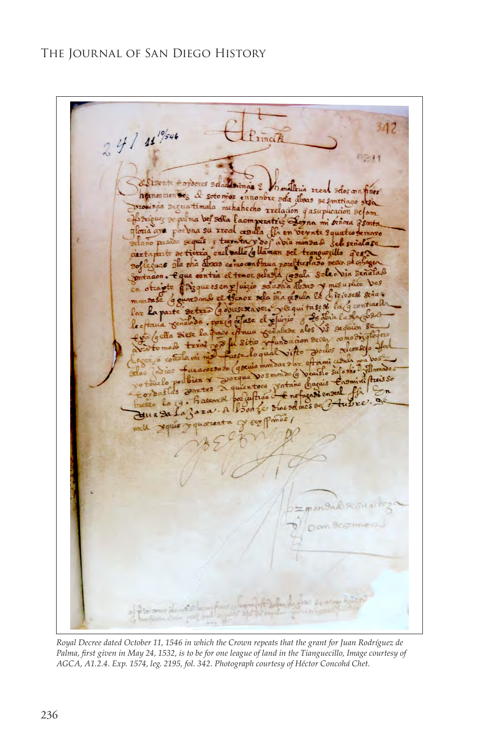Royal Decree dated October 11, 1546 in which the Crown repeats that the grant for Juan Rodríguez de Palma, first given in May 24, 1532, is to be for one league of land in the Tianguecillo, Image courtesy of AGCA, A1.2.4. Exp. 1574, leg. 2195, fol. 342. Photograph courtesy of Héctor Concohá Chet.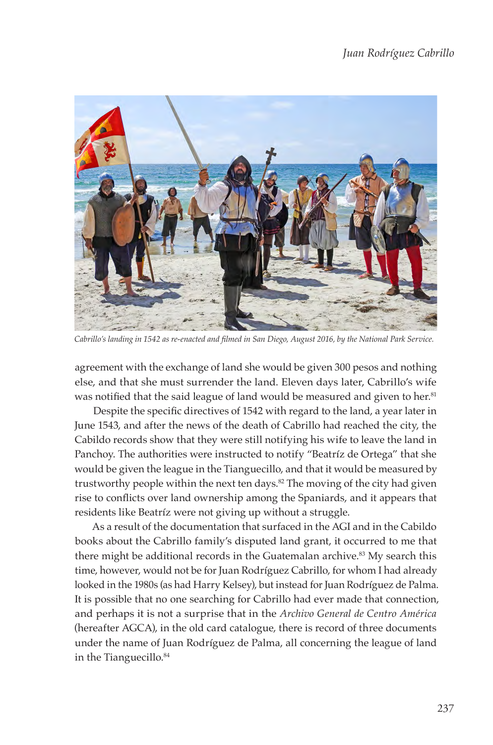*Cabrillo's landing in 1542 as re-enacted and filmed in San Diego, August 2016, by the National Park Service.*

agreement with the exchange of land she would be given 300 pesos and nothing else, and that she must surrender the land. Eleven days later, Cabrillo's wife was notified that the said league of land would be measured and given to her.[81]

Despite the specific directives of 1542 with regard to the land, a year later in June 1543, and after the news of the death of Cabrillo had reached the city, the Cabildo records show that they were still notifying his wife to leave the land in Panchoy. The authorities were instructed to notify "Beatríz de Ortega" that she would be given the league in the Tianguecillo, and that it would be measured by trustworthy people within the next ten days.[82] The moving of the city had given rise to conflicts over land ownership among the Spaniards, and it appears that residents like Beatríz were not giving up without a struggle.

As a result of the documentation that surfaced in the AGI and in the Cabildo books about the Cabrillo family's disputed land grant, it occurred to me that there might be additional records in the Guatemalan archive.[83] My search this time, however, would not be for Juan Rodríguez Cabrillo, for whom I had already looked in the 1980s (as had Harry Kelsey), but instead for Juan Rodríguez de Palma. It is possible that no one searching for Cabrillo had ever made that connection, and perhaps it is not a surprise that in the *Archivo General de Centro América* (hereafter AGCA), in the old card catalogue, there is record of three documents under the name of Juan Rodríguez de Palma, all concerning the league of land in the Tianguecillo.[84]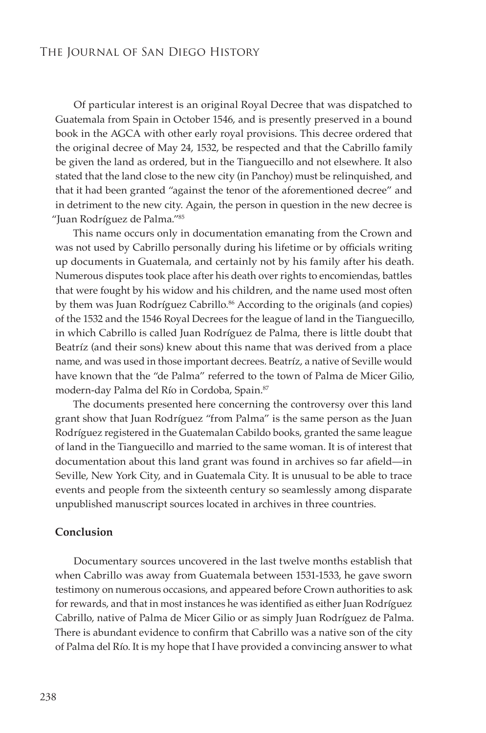Of particular interest is an original Royal Decree that was dispatched to Guatemala from Spain in October 1546, and is presently preserved in a bound book in the AGCA with other early royal provisions. This decree ordered that the original decree of May 24, 1532, be respected and that the Cabrillo family be given the land as ordered, but in the Tianguecillo and not elsewhere. It also stated that the land close to the new city (in Panchoy) must be relinquished, and that it had been granted "against the tenor of the aforementioned decree" and in detriment to the new city. Again, the person in question in the new decree is "Juan Rodríguez de Palma."[85]

This name occurs only in documentation emanating from the Crown and was not used by Cabrillo personally during his lifetime or by officials writing up documents in Guatemala, and certainly not by his family after his death. Numerous disputes took place after his death over rights to encomiendas, battles that were fought by his widow and his children, and the name used most often by them was Juan Rodríguez Cabrillo.[86] According to the originals (and copies) of the 1532 and the 1546 Royal Decrees for the league of land in the Tianguecillo, in which Cabrillo is called Juan Rodríguez de Palma, there is little doubt that Beatríz (and their sons) knew about this name that was derived from a place name, and was used in those important decrees. Beatríz, a native of Seville would have known that the "de Palma" referred to the town of Palma de Micer Gilio, modern-day Palma del Río in Cordoba, Spain.[87]

The documents presented here concerning the controversy over this land grant show that Juan Rodríguez "from Palma" is the same person as the Juan Rodríguez registered in the Guatemalan Cabildo books, granted the same league of land in the Tianguecillo and married to the same woman. It is of interest that documentation about this land grant was found in archives so far afield—in Seville, New York City, and in Guatemala City. It is unusual to be able to trace events and people from the sixteenth century so seamlessly among disparate unpublished manuscript sources located in archives in three countries.

## Conclusion

Documentary sources uncovered in the last twelve months establish that when Cabrillo was away from Guatemala between 1531-1533, he gave sworn testimony on numerous occasions, and appeared before Crown authorities to ask for rewards, and that in most instances he was identified as either Juan Rodríguez Cabrillo, native of Palma de Micer Gilio or as simply Juan Rodríguez de Palma. There is abundant evidence to confirm that Cabrillo was a native son of the city of Palma del Río. It is my hope that I have provided a convincing answer to what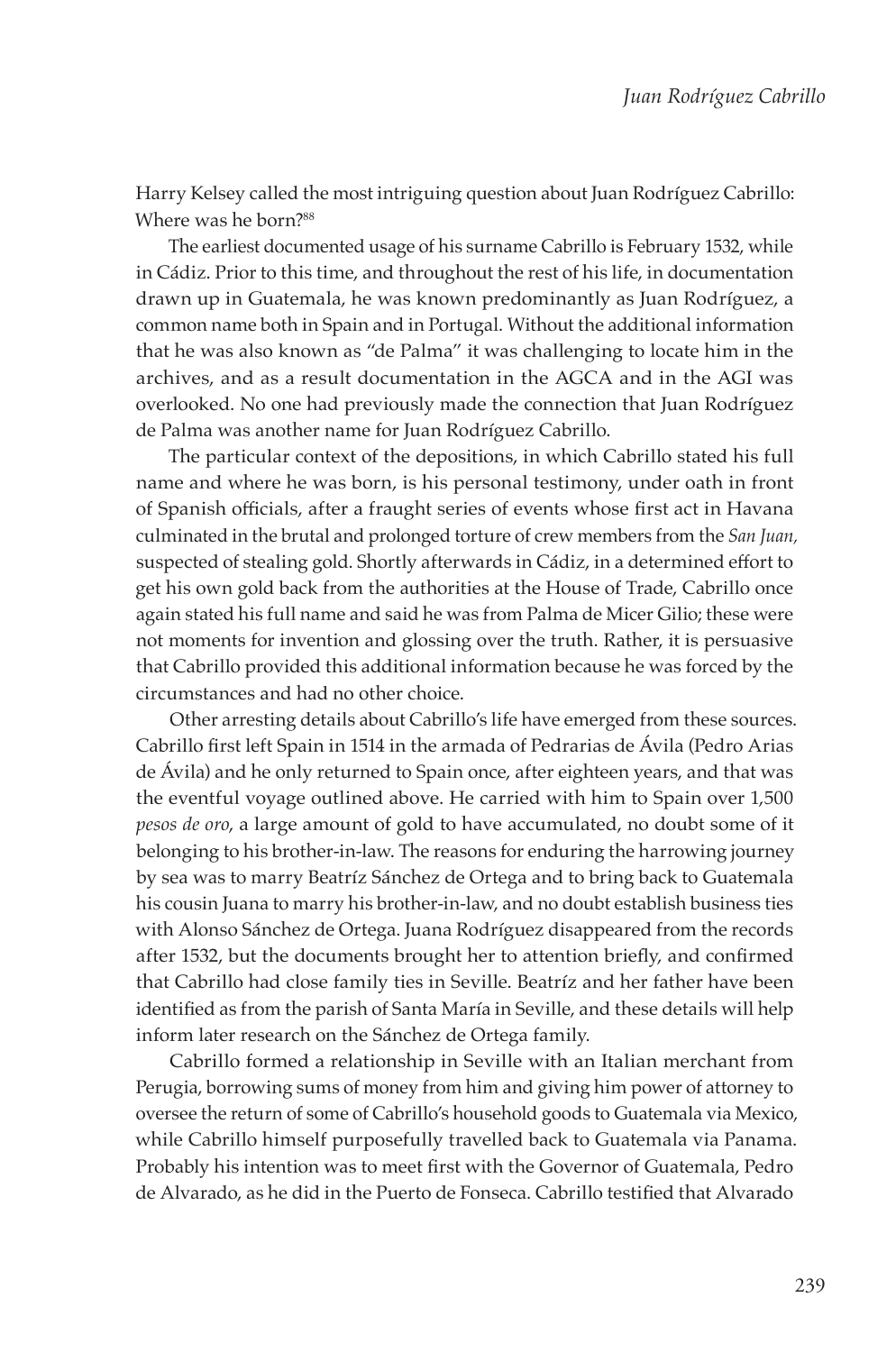Harry Kelsey called the most intriguing question about Juan Rodríguez Cabrillo: Where was he born?[88]

The earliest documented usage of his surname Cabrillo is February 1532, while in Cádiz. Prior to this time, and throughout the rest of his life, in documentation drawn up in Guatemala, he was known predominantly as Juan Rodríguez, a common name both in Spain and in Portugal. Without the additional information that he was also known as "de Palma" it was challenging to locate him in the archives, and as a result documentation in the AGCA and in the AGI was overlooked. No one had previously made the connection that Juan Rodríguez de Palma was another name for Juan Rodríguez Cabrillo.

The particular context of the depositions, in which Cabrillo stated his full name and where he was born, is his personal testimony, under oath in front of Spanish officials, after a fraught series of events whose first act in Havana culminated in the brutal and prolonged torture of crew members from the *San Juan*, suspected of stealing gold. Shortly afterwards in Cádiz, in a determined effort to get his own gold back from the authorities at the House of Trade, Cabrillo once again stated his full name and said he was from Palma de Micer Gilio; these were not moments for invention and glossing over the truth. Rather, it is persuasive that Cabrillo provided this additional information because he was forced by the circumstances and had no other choice.

Other arresting details about Cabrillo's life have emerged from these sources. Cabrillo first left Spain in 1514 in the armada of Pedrarias de Ávila (Pedro Arias de Ávila) and he only returned to Spain once, after eighteen years, and that was the eventful voyage outlined above. He carried with him to Spain over 1,500 *pesos de oro*, a large amount of gold to have accumulated, no doubt some of it belonging to his brother-in-law. The reasons for enduring the harrowing journey by sea was to marry Beatríz Sánchez de Ortega and to bring back to Guatemala his cousin Juana to marry his brother-in-law, and no doubt establish business ties with Alonso Sánchez de Ortega. Juana Rodríguez disappeared from the records after 1532, but the documents brought her to attention briefly, and confirmed that Cabrillo had close family ties in Seville. Beatríz and her father have been identified as from the parish of Santa María in Seville, and these details will help inform later research on the Sánchez de Ortega family.

Cabrillo formed a relationship in Seville with an Italian merchant from Perugia, borrowing sums of money from him and giving him power of attorney to oversee the return of some of Cabrillo's household goods to Guatemala via Mexico, while Cabrillo himself purposefully travelled back to Guatemala via Panama. Probably his intention was to meet first with the Governor of Guatemala, Pedro de Alvarado, as he did in the Puerto de Fonseca. Cabrillo testified that Alvarado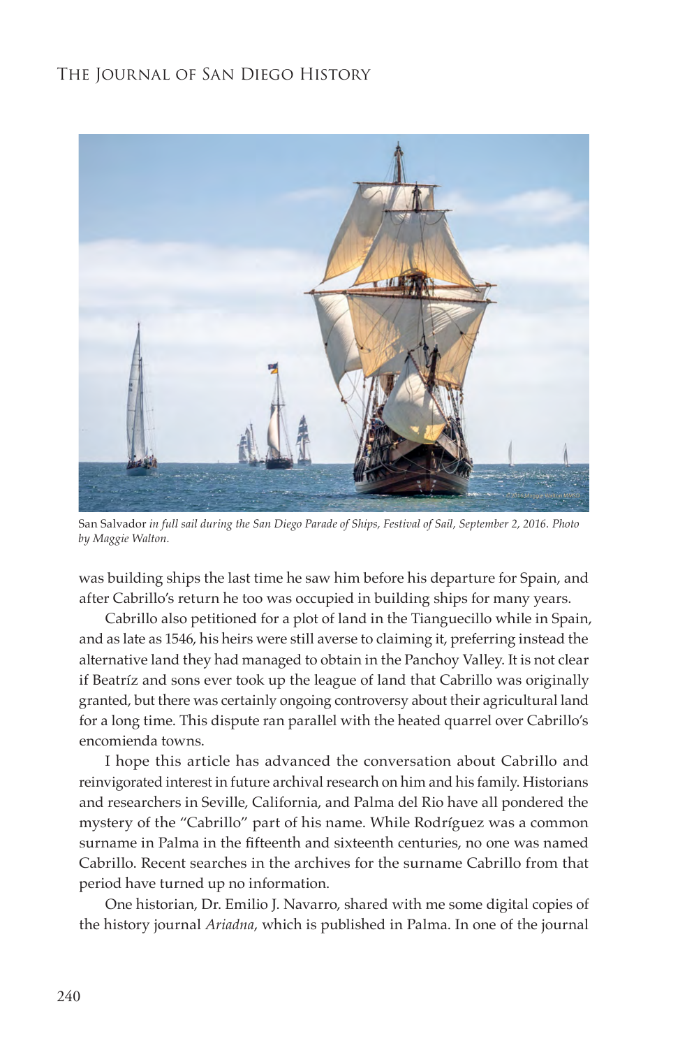*San Salvador in full sail during the San Diego Parade of Ships, Festival of Sail, September 2, 2016. Photo by Maggie Walton.*

was building ships the last time he saw him before his departure for Spain, and after Cabrillo's return he too was occupied in building ships for many years.

Cabrillo also petitioned for a plot of land in the Tianguecillo while in Spain, and as late as 1546, his heirs were still averse to claiming it, preferring instead the alternative land they had managed to obtain in the Panchoy Valley. It is not clear if Beatríz and sons ever took up the league of land that Cabrillo was originally granted, but there was certainly ongoing controversy about their agricultural land for a long time. This dispute ran parallel with the heated quarrel over Cabrillo's encomienda towns.

I hope this article has advanced the conversation about Cabrillo and reinvigorated interest in future archival research on him and his family. Historians and researchers in Seville, California, and Palma del Rio have all pondered the mystery of the "Cabrillo" part of his name. While Rodríguez was a common surname in Palma in the fifteenth and sixteenth centuries, no one was named Cabrillo. Recent searches in the archives for the surname Cabrillo from that period have turned up no information.

One historian, Dr. Emilio J. Navarro, shared with me some digital copies of the history journal *Ariadna*, which is published in Palma. In one of the journal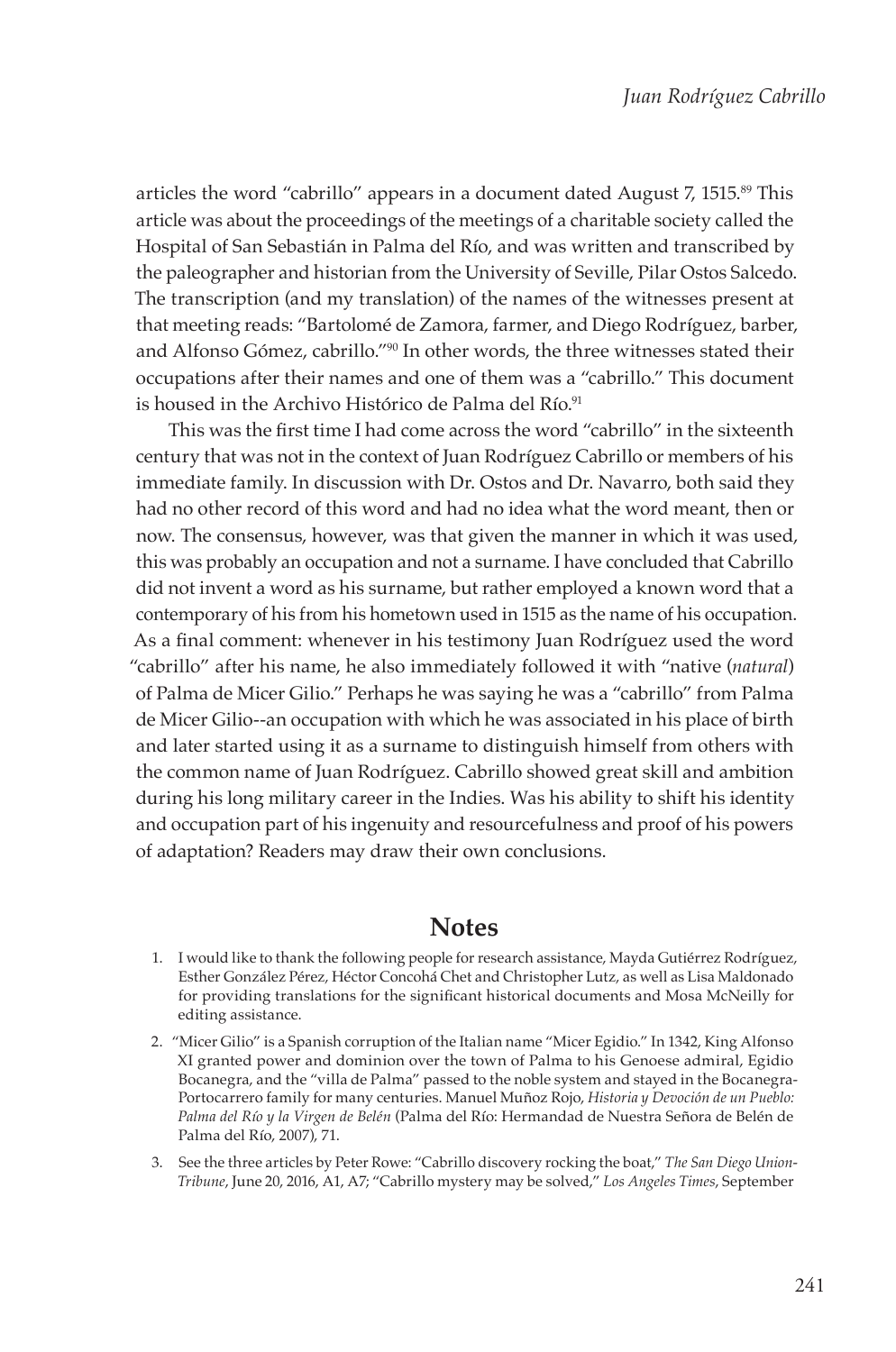articles the word "cabrillo" appears in a document dated August 7, 1515.[89] This article was about the proceedings of the meetings of a charitable society called the Hospital of San Sebastián in Palma del Río, and was written and transcribed by the paleographer and historian from the University of Seville, Pilar Ostos Salcedo. The transcription (and my translation) of the names of the witnesses present at that meeting reads: "Bartolomé de Zamora, farmer, and Diego Rodríguez, barber, and Alfonso Gómez, cabrillo."[90] In other words, the three witnesses stated their occupations after their names and one of them was a "cabrillo." This document is housed in the Archivo Histórico de Palma del Río.[91]

This was the first time I had come across the word "cabrillo" in the sixteenth century that was not in the context of Juan Rodríguez Cabrillo or members of his immediate family. In discussion with Dr. Ostos and Dr. Navarro, both said they had no other record of this word and had no idea what the word meant, then or now. The consensus, however, was that given the manner in which it was used, this was probably an occupation and not a surname. I have concluded that Cabrillo did not invent a word as his surname, but rather employed a known word that a contemporary of his from his hometown used in 1515 as the name of his occupation. As a final comment: whenever in his testimony Juan Rodríguez used the word "cabrillo" after his name, he also immediately followed it with "native (*natural*) of Palma de Micer Gilio." Perhaps he was saying he was a "cabrillo" from Palma de Micer Gilio--an occupation with which he was associated in his place of birth and later started using it as a surname to distinguish himself from others with the common name of Juan Rodríguez. Cabrillo showed great skill and ambition during his long military career in the Indies. Was his ability to shift his identity and occupation part of his ingenuity and resourcefulness and proof of his powers of adaptation? Readers may draw their own conclusions.

## Notes

1. I would like to thank the following people for research assistance, Mayda Gutiérrez Rodríguez, Esther González Pérez, Héctor Concohá Chet and Christopher Lutz, as well as Lisa Maldonado for providing translations for the significant historical documents and Mosa McNeilly for editing assistance.
2. "Micer Gilio" is a Spanish corruption of the Italian name "Micer Egidio." In 1342, King Alfonso XI granted power and dominion over the town of Palma to his Genoese admiral, Egidio Bocanegra, and the "villa de Palma" passed to the noble system and stayed in the Bocanegra-Portocarrero family for many centuries. Manuel Muñoz Rojo, *Historia y Devoción de un Pueblo: Palma del Río y la Virgen de Belén* (Palma del Río: Hermandad de Nuestra Señora de Belén de Palma del Río, 2007), 71.
3. See the three articles by Peter Rowe: "Cabrillo discovery rocking the boat," *The San Diego Union-Tribune*, June 20, 2016, A1, A7; "Cabrillo mystery may be solved," *Los Angeles Times*, September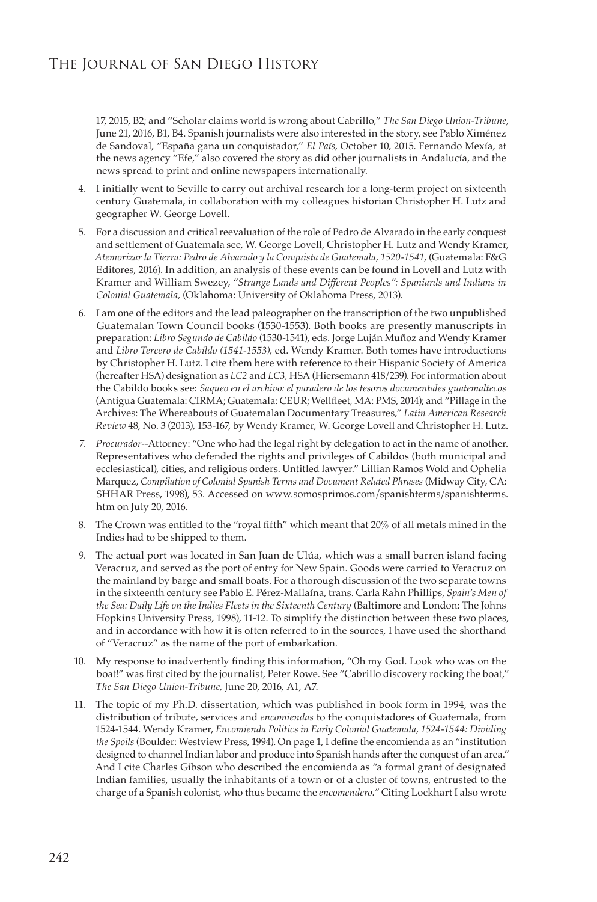17, 2015, B2; and "Scholar claims world is wrong about Cabrillo," *The San Diego Union-Tribune*, June 21, 2016, B1, B4. Spanish journalists were also interested in the story, see Pablo Ximénez de Sandoval, "España gana un conquistador," *El País*, October 10, 2015. Fernando Mexía, at the news agency "Efe," also covered the story as did other journalists in Andalucía, and the news spread to print and online newspapers internationally.

4. I initially went to Seville to carry out archival research for a long-term project on sixteenth century Guatemala, in collaboration with my colleagues historian Christopher H. Lutz and geographer W. George Lovell.
5. For a discussion and critical reevaluation of the role of Pedro de Alvarado in the early conquest and settlement of Guatemala see, W. George Lovell, Christopher H. Lutz and Wendy Kramer, *Atemorizar la Tierra: Pedro de Alvarado y la Conquista de Guatemala, 1520-1541*, (Guatemala: F&G Editores, 2016). In addition, an analysis of these events can be found in Lovell and Lutz with Kramer and William Swezey, *"Strange Lands and Different Peoples": Spaniards and Indians in Colonial Guatemala,* (Oklahoma: University of Oklahoma Press, 2013).
6. I am one of the editors and the lead paleographer on the transcription of the two unpublished Guatemalan Town Council books (1530-1553). Both books are presently manuscripts in preparation: *Libro Segundo de Cabildo* (1530-1541), eds. Jorge Luján Muñoz and Wendy Kramer and *Libro Tercero de Cabildo (1541-1553)*, ed. Wendy Kramer. Both tomes have introductions by Christopher H. Lutz. I cite them here with reference to their Hispanic Society of America (hereafter HSA) designation as *LC2* and *LC3,* HSA (Hiersemann 418/239). For information about the Cabildo books see: *Saqueo en el archivo: el paradero de los tesoros documentales guatemaltecos* (Antigua Guatemala: CIRMA; Guatemala: CEUR; Wellfleet, MA: PMS, 2014); and "Pillage in the Archives: The Whereabouts of Guatemalan Documentary Treasures," *Latin American Research Review* 48, No. 3 (2013), 153-167, by Wendy Kramer, W. George Lovell and Christopher H. Lutz.
7. *Procurador*--Attorney: "One who had the legal right by delegation to act in the name of another. Representatives who defended the rights and privileges of Cabildos (both municipal and ecclesiastical), cities, and religious orders. Untitled lawyer." Lillian Ramos Wold and Ophelia Marquez, *Compilation of Colonial Spanish Terms and Document Related Phrases* (Midway City, CA: SHHAR Press, 1998), 53. Accessed on www.somosprimos.com/spanishterms/spanishterms.htm on July 20, 2016.
8. The Crown was entitled to the "royal fifth" which meant that 20% of all metals mined in the Indies had to be shipped to them.
9. The actual port was located in San Juan de Ulúa, which was a small barren island facing Veracruz, and served as the port of entry for New Spain. Goods were carried to Veracruz on the mainland by barge and small boats. For a thorough discussion of the two separate towns in the sixteenth century see Pablo E. Pérez-Mallaína, trans. Carla Rahn Phillips, *Spain's Men of the Sea: Daily Life on the Indies Fleets in the Sixteenth Century* (Baltimore and London: The Johns Hopkins University Press, 1998), 11-12. To simplify the distinction between these two places, and in accordance with how it is often referred to in the sources, I have used the shorthand of "Veracruz" as the name of the port of embarkation.
10. My response to inadvertently finding this information, "Oh my God. Look who was on the boat!" was first cited by the journalist, Peter Rowe. See "Cabrillo discovery rocking the boat," *The San Diego Union-Tribune*, June 20, 2016, A1, A7.
11. The topic of my Ph.D. dissertation, which was published in book form in 1994, was the distribution of tribute, services and *encomiendas* to the conquistadores of Guatemala, from 1524-1544. Wendy Kramer, *Encomienda Politics in Early Colonial Guatemala, 1524-1544: Dividing the Spoils* (Boulder: Westview Press, 1994). On page 1, I define the encomienda as an "institution designed to channel Indian labor and produce into Spanish hands after the conquest of an area." And I cite Charles Gibson who described the encomienda as "a formal grant of designated Indian families, usually the inhabitants of a town or of a cluster of towns, entrusted to the charge of a Spanish colonist, who thus became the *encomendero."* Citing Lockhart I also wrote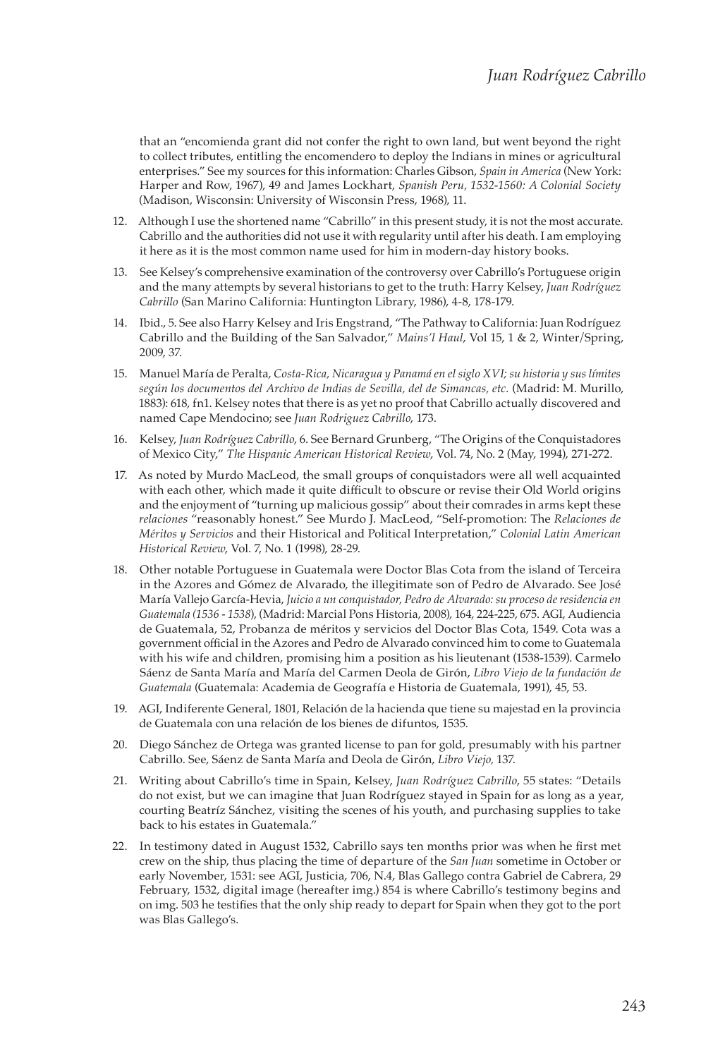that an "encomienda grant did not confer the right to own land, but went beyond the right to collect tributes, entitling the encomendero to deploy the Indians in mines or agricultural enterprises." See my sources for this information: Charles Gibson, *Spain in America* (New York: Harper and Row, 1967), 49 and James Lockhart, *Spanish Peru, 1532-1560: A Colonial Society* (Madison, Wisconsin: University of Wisconsin Press, 1968), 11.

12. Although I use the shortened name "Cabrillo" in this present study, it is not the most accurate. Cabrillo and the authorities did not use it with regularity until after his death. I am employing it here as it is the most common name used for him in modern-day history books.

13. See Kelsey's comprehensive examination of the controversy over Cabrillo's Portuguese origin and the many attempts by several historians to get to the truth: Harry Kelsey, *Juan Rodríguez Cabrillo* (San Marino California: Huntington Library, 1986), 4-8, 178-179.

14. Ibid., 5. See also Harry Kelsey and Iris Engstrand, "The Pathway to California: Juan Rodríguez Cabrillo and the Building of the San Salvador," *Mains'l Haul*, Vol 15, 1 & 2, Winter/Spring, 2009, 37.

15. Manuel María de Peralta, *Costa-Rica, Nicaragua y Panamá en el siglo XVI; su historia y sus límites según los documentos del Archivo de Indias de Sevilla, del de Simancas, etc.* (Madrid: M. Murillo, 1883): 618, fn1. Kelsey notes that there is as yet no proof that Cabrillo actually discovered and named Cape Mendocino; see *Juan Rodriguez Cabrillo*, 173.

16. Kelsey, *Juan Rodríguez Cabrillo*, 6. See Bernard Grunberg, "The Origins of the Conquistadores of Mexico City," *The Hispanic American Historical Review*, Vol. 74, No. 2 (May, 1994), 271-272.

17. As noted by Murdo MacLeod, the small groups of conquistadors were all well acquainted with each other, which made it quite difficult to obscure or revise their Old World origins and the enjoyment of "turning up malicious gossip" about their comrades in arms kept these *relaciones* "reasonably honest." See Murdo J. MacLeod, "Self-promotion: The *Relaciones de Méritos y Servicios* and their Historical and Political Interpretation," *Colonial Latin American Historical Review*, Vol. 7, No. 1 (1998), 28-29.

18. Other notable Portuguese in Guatemala were Doctor Blas Cota from the island of Terceira in the Azores and Gómez de Alvarado, the illegitimate son of Pedro de Alvarado. See José María Vallejo García-Hevia, *Juicio a un conquistador, Pedro de Alvarado: su proceso de residencia en Guatemala (1536 - 1538)*, (Madrid: Marcial Pons Historia, 2008), 164, 224-225, 675. AGI, Audiencia de Guatemala, 52, Probanza de méritos y servicios del Doctor Blas Cota, 1549. Cota was a government official in the Azores and Pedro de Alvarado convinced him to come to Guatemala with his wife and children, promising him a position as his lieutenant (1538-1539). Carmelo Sáenz de Santa María and María del Carmen Deola de Girón, *Libro Viejo de la fundación de Guatemala* (Guatemala: Academia de Geografía e Historia de Guatemala, 1991), 45, 53.

19. AGI, Indiferente General, 1801, Relación de la hacienda que tiene su majestad en la provincia de Guatemala con una relación de los bienes de difuntos, 1535.

20. Diego Sánchez de Ortega was granted license to pan for gold, presumably with his partner Cabrillo. See, Sáenz de Santa María and Deola de Girón, *Libro Viejo*, 137.

21. Writing about Cabrillo's time in Spain, Kelsey, *Juan Rodríguez Cabrillo*, 55 states: "Details do not exist, but we can imagine that Juan Rodríguez stayed in Spain for as long as a year, courting Beatríz Sánchez, visiting the scenes of his youth, and purchasing supplies to take back to his estates in Guatemala."

22. In testimony dated in August 1532, Cabrillo says ten months prior was when he first met crew on the ship, thus placing the time of departure of the *San Juan* sometime in October or early November, 1531: see AGI, Justicia, 706, N.4, Blas Gallego contra Gabriel de Cabrera, 29 February, 1532, digital image (hereafter img.) 854 is where Cabrillo's testimony begins and on img. 503 he testifies that the only ship ready to depart for Spain when they got to the port was Blas Gallego's.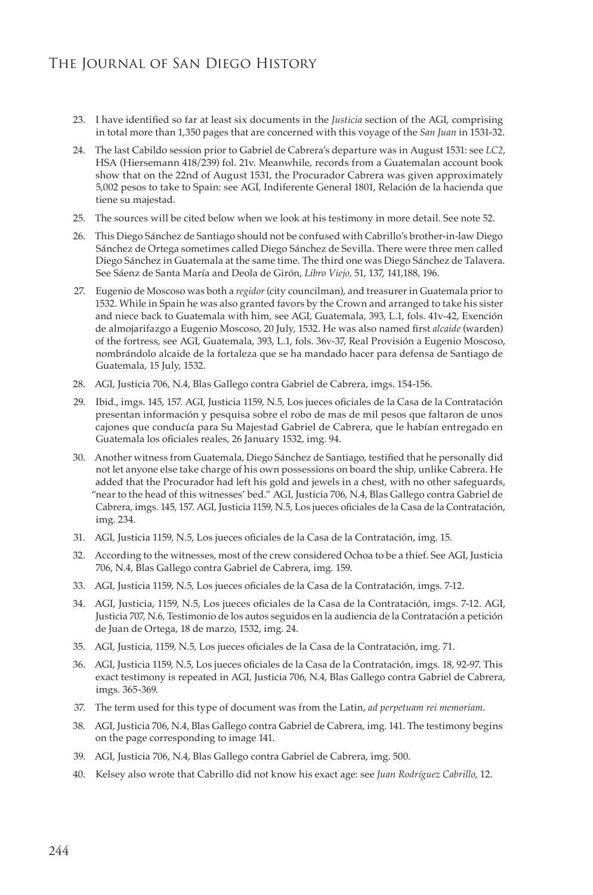23. I have identified so far at least six documents in the *Justicia* section of the AGI, comprising in total more than 1,350 pages that are concerned with this voyage of the *San Juan* in 1531-32.

24. The last Cabildo session prior to Gabriel de Cabrera's departure was in August 1531: see *LC2*, HSA (Hiersemann 418/239) fol. 21v. Meanwhile, records from a Guatemalan account book show that on the 22nd of August 1531, the Procurador Cabrera was given approximately 5,002 pesos to take to Spain: see AGI, Indiferente General 1801, Relación de la hacienda que tiene su majestad.

25. The sources will be cited below when we look at his testimony in more detail. See note 52.

26. This Diego Sánchez de Santiago should not be confused with Cabrillo's brother-in-law Diego Sánchez de Ortega sometimes called Diego Sánchez de Sevilla. There were three men called Diego Sánchez in Guatemala at the same time. The third one was Diego Sánchez de Talavera. See Sáenz de Santa María and Deola de Girón, *Libro Viejo*, 51, 137, 141,188, 196.

27. Eugenio de Moscoso was both a *regidor* (city councilman), and treasurer in Guatemala prior to 1532. While in Spain he was also granted favors by the Crown and arranged to take his sister and niece back to Guatemala with him, see AGI, Guatemala, 393, L.1, fols. 41v-42, Exención de almojarifazgo a Eugenio Moscoso, 20 July, 1532. He was also named first *alcaide* (warden) of the fortress, see AGI, Guatemala, 393, L.1, fols. 36v-37, Real Provisión a Eugenio Moscoso, nombrándolo alcaide de la fortaleza que se ha mandado hacer para defensa de Santiago de Guatemala, 15 July, 1532.

28. AGI, Justicia 706, N.4, Blas Gallego contra Gabriel de Cabrera, imgs. 154-156.

29. Ibid., imgs. 145, 157. AGI, Justicia 1159, N.5, Los jueces oficiales de la Casa de la Contratación presentan información y pesquisa sobre el robo de mas de mil pesos que faltaron de unos cajones que conducía para Su Majestad Gabriel de Cabrera, que le habían entregado en Guatemala los oficiales reales, 26 January 1532, img. 94.

30. Another witness from Guatemala, Diego Sánchez de Santiago, testified that he personally did not let anyone else take charge of his own possessions on board the ship, unlike Cabrera. He added that the Procurador had left his gold and jewels in a chest, with no other safeguards, "near to the head of this witnesses' bed." AGI, Justicia 706, N.4, Blas Gallego contra Gabriel de Cabrera, imgs. 145, 157. AGI, Justicia 1159, N.5, Los jueces oficiales de la Casa de la Contratación, img. 234.

31. AGI, Justicia 1159, N.5, Los jueces oficiales de la Casa de la Contratación, img. 15.

32. According to the witnesses, most of the crew considered Ochoa to be a thief. See AGI, Justicia 706, N.4, Blas Gallego contra Gabriel de Cabrera, img. 159.

33. AGI, Justicia 1159, N.5, Los jueces oficiales de la Casa de la Contratación, imgs. 7-12.

34. AGI, Justicia, 1159, N.5, Los jueces oficiales de la Casa de la Contratación, imgs. 7-12. AGI, Justicia 707, N.6, Testimonio de los autos seguidos en la audiencia de la Contratación a petición de Juan de Ortega, 18 de marzo, 1532, img. 24.

35. AGI, Justicia, 1159, N.5, Los jueces oficiales de la Casa de la Contratación, img. 71.

36. AGI, Justicia 1159, N.5, Los jueces oficiales de la Casa de la Contratación, imgs. 18, 92-97. This exact testimony is repeated in AGI, Justicia 706, N.4, Blas Gallego contra Gabriel de Cabrera, imgs. 365-369.

37. The term used for this type of document was from the Latin, *ad perpetuam rei memoriam*.

38. AGI, Justicia 706, N.4, Blas Gallego contra Gabriel de Cabrera, img. 141. The testimony begins on the page corresponding to image 141.

39. AGI, Justicia 706, N.4, Blas Gallego contra Gabriel de Cabrera, img. 500.

40. Kelsey also wrote that Cabrillo did not know his exact age: see *Juan Rodríguez Cabrillo*, 12.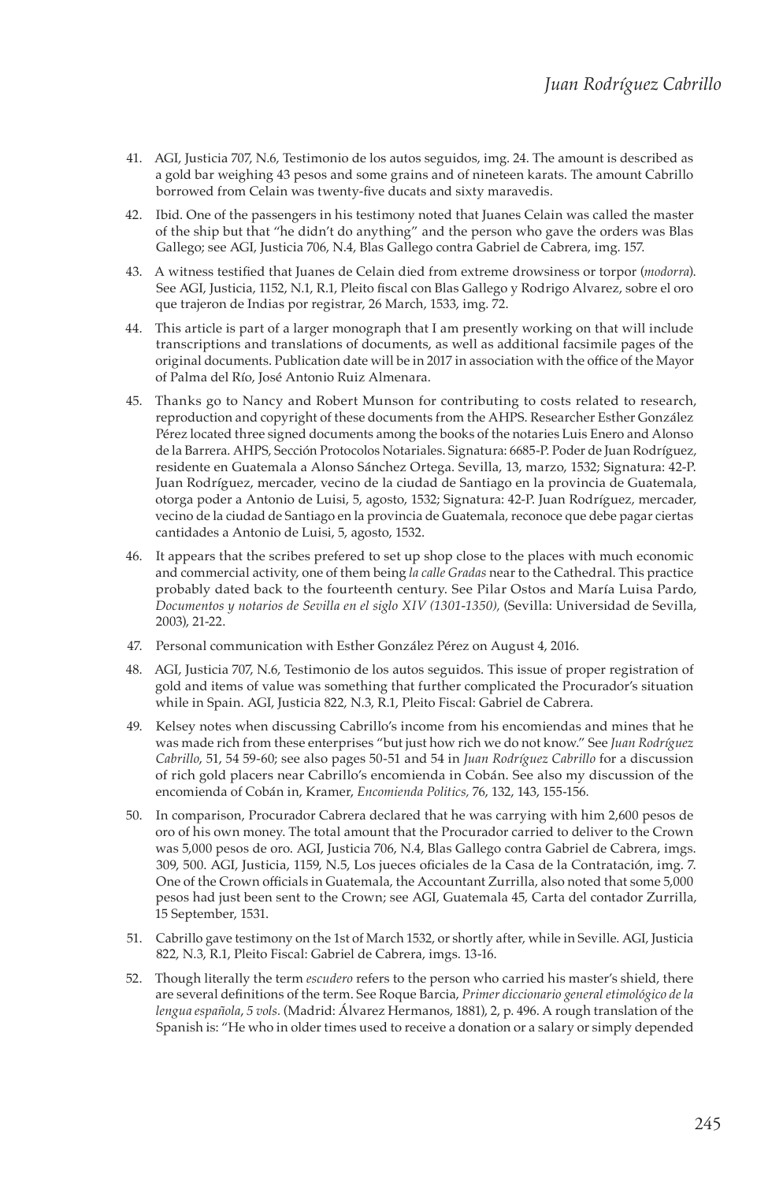41. AGI, Justicia 707, N.6, Testimonio de los autos seguidos, img. 24. The amount is described as a gold bar weighing 43 pesos and some grains and of nineteen karats. The amount Cabrillo borrowed from Celain was twenty-five ducats and sixty maravedis.

42. Ibid. One of the passengers in his testimony noted that Juanes Celain was called the master of the ship but that "he didn't do anything" and the person who gave the orders was Blas Gallego; see AGI, Justicia 706, N.4, Blas Gallego contra Gabriel de Cabrera, img. 157.

43. A witness testified that Juanes de Celain died from extreme drowsiness or torpor (*modorra*). See AGI, Justicia, 1152, N.1, R.1, Pleito fiscal con Blas Gallego y Rodrigo Alvarez, sobre el oro que trajeron de Indias por registrar, 26 March, 1533, img. 72.

44. This article is part of a larger monograph that I am presently working on that will include transcriptions and translations of documents, as well as additional facsimile pages of the original documents. Publication date will be in 2017 in association with the office of the Mayor of Palma del Río, José Antonio Ruiz Almenara.

45. Thanks go to Nancy and Robert Munson for contributing to costs related to research, reproduction and copyright of these documents from the AHPS. Researcher Esther González Pérez located three signed documents among the books of the notaries Luis Enero and Alonso de la Barrera. AHPS, Sección Protocolos Notariales. Signatura: 6685-P. Poder de Juan Rodríguez, residente en Guatemala a Alonso Sánchez Ortega. Sevilla, 13, marzo, 1532; Signatura: 42-P. Juan Rodríguez, mercader, vecino de la ciudad de Santiago en la provincia de Guatemala, otorga poder a Antonio de Luisi, 5, agosto, 1532; Signatura: 42-P. Juan Rodríguez, mercader, vecino de la ciudad de Santiago en la provincia de Guatemala, reconoce que debe pagar ciertas cantidades a Antonio de Luisi, 5, agosto, 1532.

46. It appears that the scribes prefered to set up shop close to the places with much economic and commercial activity, one of them being *la calle Gradas* near to the Cathedral. This practice probably dated back to the fourteenth century. See Pilar Ostos and María Luisa Pardo, *Documentos y notarios de Sevilla en el siglo XIV (1301-1350),* (Sevilla: Universidad de Sevilla, 2003), 21-22.

47. Personal communication with Esther González Pérez on August 4, 2016.

48. AGI, Justicia 707, N.6, Testimonio de los autos seguidos. This issue of proper registration of gold and items of value was something that further complicated the Procurador's situation while in Spain. AGI, Justicia 822, N.3, R.1, Pleito Fiscal: Gabriel de Cabrera.

49. Kelsey notes when discussing Cabrillo's income from his encomiendas and mines that he was made rich from these enterprises "but just how rich we do not know." See *Juan Rodríguez Cabrillo*, 51, 54 59-60; see also pages 50-51 and 54 in *Juan Rodríguez Cabrillo* for a discussion of rich gold placers near Cabrillo's encomienda in Cobán. See also my discussion of the encomienda of Cobán in, Kramer, *Encomienda Politics,* 76, 132, 143, 155-156.

50. In comparison, Procurador Cabrera declared that he was carrying with him 2,600 pesos de oro of his own money. The total amount that the Procurador carried to deliver to the Crown was 5,000 pesos de oro. AGI, Justicia 706, N.4, Blas Gallego contra Gabriel de Cabrera, imgs. 309, 500. AGI, Justicia, 1159, N.5, Los jueces oficiales de la Casa de la Contratación, img. 7. One of the Crown officials in Guatemala, the Accountant Zurrilla, also noted that some 5,000 pesos had just been sent to the Crown; see AGI, Guatemala 45, Carta del contador Zurrilla, 15 September, 1531.

51. Cabrillo gave testimony on the 1st of March 1532, or shortly after, while in Seville. AGI, Justicia 822, N.3, R.1, Pleito Fiscal: Gabriel de Cabrera, imgs. 13-16.

52. Though literally the term *escudero* refers to the person who carried his master's shield, there are several definitions of the term. See Roque Barcia, *Primer diccionario general etimológico de la lengua española, 5 vols.* (Madrid: Álvarez Hermanos, 1881), 2, p. 496. A rough translation of the Spanish is: "He who in older times used to receive a donation or a salary or simply depended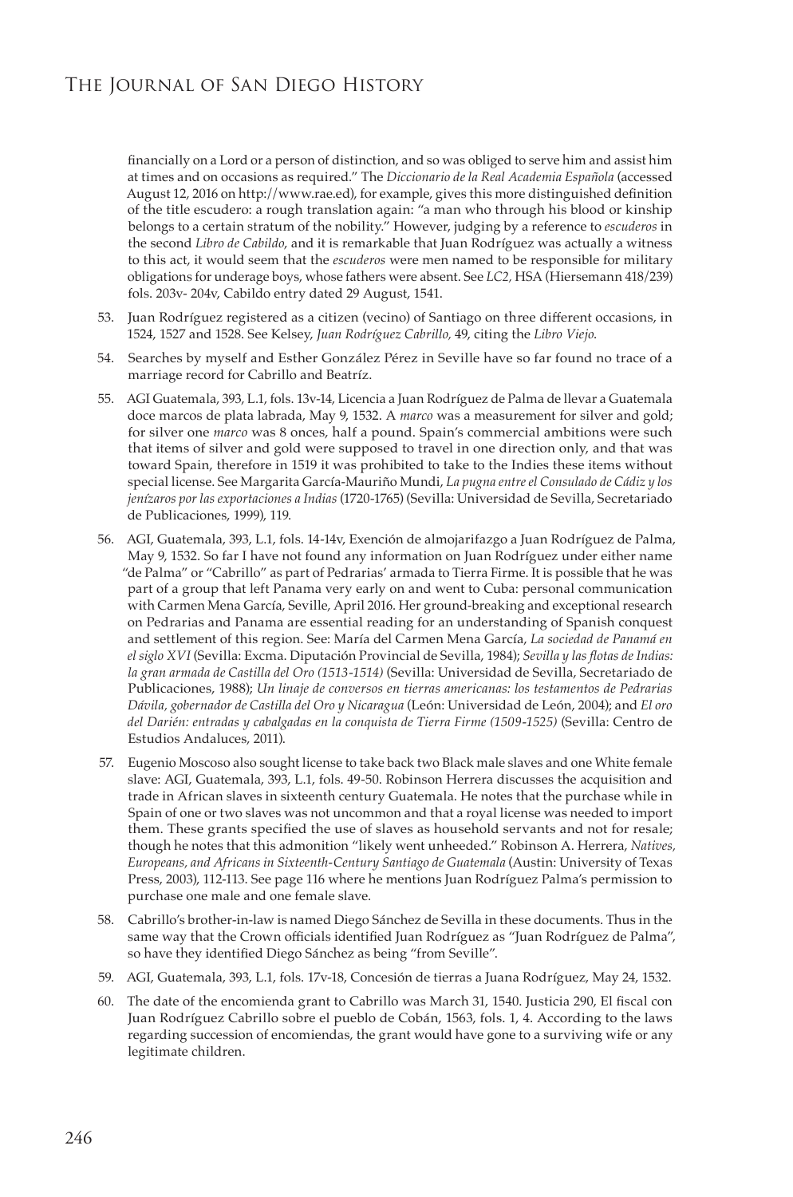financially on a Lord or a person of distinction, and so was obliged to serve him and assist him at times and on occasions as required." The *Diccionario de la Real Academia Española* (accessed August 12, 2016 on http://www.rae.ed), for example, gives this more distinguished definition of the title escudero: a rough translation again: "a man who through his blood or kinship belongs to a certain stratum of the nobility." However, judging by a reference to *escuderos* in the second *Libro de Cabildo*, and it is remarkable that Juan Rodríguez was actually a witness to this act, it would seem that the *escuderos* were men named to be responsible for military obligations for underage boys, whose fathers were absent. See *LC2*, HSA (Hiersemann 418/239) fols. 203v- 204v, Cabildo entry dated 29 August, 1541.

53. Juan Rodríguez registered as a citizen (vecino) of Santiago on three different occasions, in 1524, 1527 and 1528. See Kelsey, *Juan Rodríguez Cabrillo*, 49, citing the *Libro Viejo*.

54. Searches by myself and Esther González Pérez in Seville have so far found no trace of a marriage record for Cabrillo and Beatríz.

55. AGI Guatemala, 393, L.1, fols. 13v-14, Licencia a Juan Rodríguez de Palma de llevar a Guatemala doce marcos de plata labrada, May 9, 1532. A *marco* was a measurement for silver and gold; for silver one *marco* was 8 onces, half a pound. Spain's commercial ambitions were such that items of silver and gold were supposed to travel in one direction only, and that was toward Spain, therefore in 1519 it was prohibited to take to the Indies these items without special license. See Margarita García-Mauriño Mundi, *La pugna entre el Consulado de Cádiz y los jenízaros por las exportaciones a Indias* (1720-1765) (Sevilla: Universidad de Sevilla, Secretariado de Publicaciones, 1999), 119.

56. AGI, Guatemala, 393, L.1, fols. 14-14v, Exención de almojarifazgo a Juan Rodríguez de Palma, May 9, 1532. So far I have not found any information on Juan Rodríguez under either name "de Palma" or "Cabrillo" as part of Pedrarias' armada to Tierra Firme. It is possible that he was part of a group that left Panama very early on and went to Cuba: personal communication with Carmen Mena García, Seville, April 2016. Her ground-breaking and exceptional research on Pedrarias and Panama are essential reading for an understanding of Spanish conquest and settlement of this region. See: María del Carmen Mena García, *La sociedad de Panamá en el siglo XVI* (Sevilla: Excma. Diputación Provincial de Sevilla, 1984); *Sevilla y las flotas de Indias: la gran armada de Castilla del Oro (1513-1514)* (Sevilla: Universidad de Sevilla, Secretariado de Publicaciones, 1988); *Un linaje de conversos en tierras americanas: los testamentos de Pedrarias Dávila, gobernador de Castilla del Oro y Nicaragua* (León: Universidad de León, 2004); and *El oro del Darién: entradas y cabalgadas en la conquista de Tierra Firme (1509-1525)* (Sevilla: Centro de Estudios Andaluces, 2011).

57. Eugenio Moscoso also sought license to take back two Black male slaves and one White female slave: AGI, Guatemala, 393, L.1, fols. 49-50. Robinson Herrera discusses the acquisition and trade in African slaves in sixteenth century Guatemala. He notes that the purchase while in Spain of one or two slaves was not uncommon and that a royal license was needed to import them. These grants specified the use of slaves as household servants and not for resale; though he notes that this admonition "likely went unheeded." Robinson A. Herrera, *Natives, Europeans, and Africans in Sixteenth-Century Santiago de Guatemala* (Austin: University of Texas Press, 2003), 112-113. See page 116 where he mentions Juan Rodríguez Palma's permission to purchase one male and one female slave.

58. Cabrillo's brother-in-law is named Diego Sánchez de Sevilla in these documents. Thus in the same way that the Crown officials identified Juan Rodríguez as "Juan Rodríguez de Palma", so have they identified Diego Sánchez as being "from Seville".

59. AGI, Guatemala, 393, L.1, fols. 17v-18, Concesión de tierras a Juana Rodríguez, May 24, 1532.

60. The date of the encomienda grant to Cabrillo was March 31, 1540. Justicia 290, El fiscal con Juan Rodríguez Cabrillo sobre el pueblo de Cobán, 1563, fols. 1, 4. According to the laws regarding succession of encomiendas, the grant would have gone to a surviving wife or any legitimate children.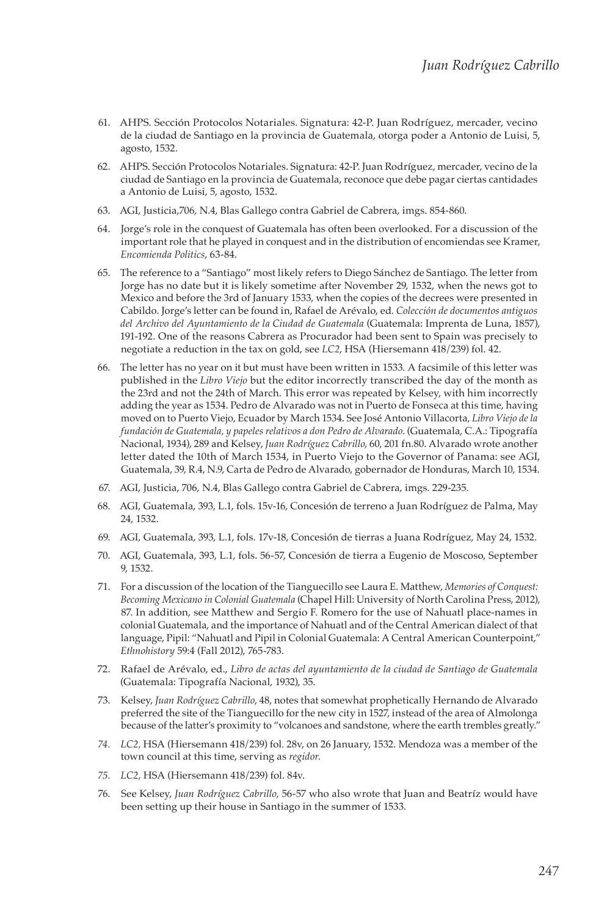61. AHPS. Sección Protocolos Notariales. Signatura: 42-P. Juan Rodríguez, mercader, vecino de la ciudad de Santiago en la provincia de Guatemala, otorga poder a Antonio de Luisi, 5, agosto, 1532.

62. AHPS. Sección Protocolos Notariales. Signatura: 42-P. Juan Rodríguez, mercader, vecino de la ciudad de Santiago en la provincia de Guatemala, reconoce que debe pagar ciertas cantidades a Antonio de Luisi, 5, agosto, 1532.

63. AGI, Justicia,706, N.4, Blas Gallego contra Gabriel de Cabrera, imgs. 854-860.

64. Jorge's role in the conquest of Guatemala has often been overlooked. For a discussion of the important role that he played in conquest and in the distribution of encomiendas see Kramer, *Encomienda Politics*, 63-84.

65. The reference to a "Santiago" most likely refers to Diego Sánchez de Santiago. The letter from Jorge has no date but it is likely sometime after November 29, 1532, when the news got to Mexico and before the 3rd of January 1533, when the copies of the decrees were presented in Cabildo. Jorge's letter can be found in, Rafael de Arévalo, ed. *Colección de documentos antiguos del Archivo del Ayuntamiento de la Ciudad de Guatemala* (Guatemala: Imprenta de Luna, 1857), 191-192. One of the reasons Cabrera as Procurador had been sent to Spain was precisely to negotiate a reduction in the tax on gold, see *LC2*, HSA (Hiersemann 418/239) fol. 42.

66. The letter has no year on it but must have been written in 1533. A facsimile of this letter was published in the *Libro Viejo* but the editor incorrectly transcribed the day of the month as the 23rd and not the 24th of March. This error was repeated by Kelsey, with him incorrectly adding the year as 1534. Pedro de Alvarado was not in Puerto de Fonseca at this time, having moved on to Puerto Viejo, Ecuador by March 1534. See José Antonio Villacorta, *Libro Viejo de la fundación de Guatemala, y papeles relativos a don Pedro de Alvarado*. (Guatemala, C.A.: Tipografía Nacional, 1934), 289 and Kelsey, *Juan Rodríguez Cabrillo*, 60, 201 fn.80. Alvarado wrote another letter dated the 10th of March 1534, in Puerto Viejo to the Governor of Panama: see AGI, Guatemala, 39, R.4, N.9, Carta de Pedro de Alvarado, gobernador de Honduras, March 10, 1534.

67. AGI, Justicia, 706, N.4, Blas Gallego contra Gabriel de Cabrera, imgs. 229-235.

68. AGI, Guatemala, 393, L.1, fols. 15v-16, Concesión de terreno a Juan Rodríguez de Palma, May 24, 1532.

69. AGI, Guatemala, 393, L.1, fols. 17v-18, Concesión de tierras a Juana Rodríguez, May 24, 1532.

70. AGI, Guatemala, 393, L.1, fols. 56-57, Concesión de tierra a Eugenio de Moscoso, September 9, 1532.

71. For a discussion of the location of the Tianguecillo see Laura E. Matthew, *Memories of Conquest: Becoming Mexicano in Colonial Guatemala* (Chapel Hill: University of North Carolina Press, 2012), 87. In addition, see Matthew and Sergio F. Romero for the use of Nahuatl place-names in colonial Guatemala, and the importance of Nahuatl and of the Central American dialect of that language, Pipil: "Nahuatl and Pipil in Colonial Guatemala: A Central American Counterpoint," *Ethnohistory* 59:4 (Fall 2012), 765-783.

72. Rafael de Arévalo, ed., *Libro de actas del ayuntamiento de la ciudad de Santiago de Guatemala* (Guatemala: Tipografía Nacional, 1932), 35.

73. Kelsey, *Juan Rodríguez Cabrillo*, 48, notes that somewhat prophetically Hernando de Alvarado preferred the site of the Tianguecillo for the new city in 1527, instead of the area of Almolonga because of the latter's proximity to "volcanoes and sandstone, where the earth trembles greatly."

74. *LC2*, HSA (Hiersemann 418/239) fol. 28v, on 26 January, 1532. Mendoza was a member of the town council at this time, serving as *regidor.*

75. *LC2*, HSA (Hiersemann 418/239) fol. 84v.

76. See Kelsey, *Juan Rodríguez Cabrillo*, 56-57 who also wrote that Juan and Beatríz would have been setting up their house in Santiago in the summer of 1533.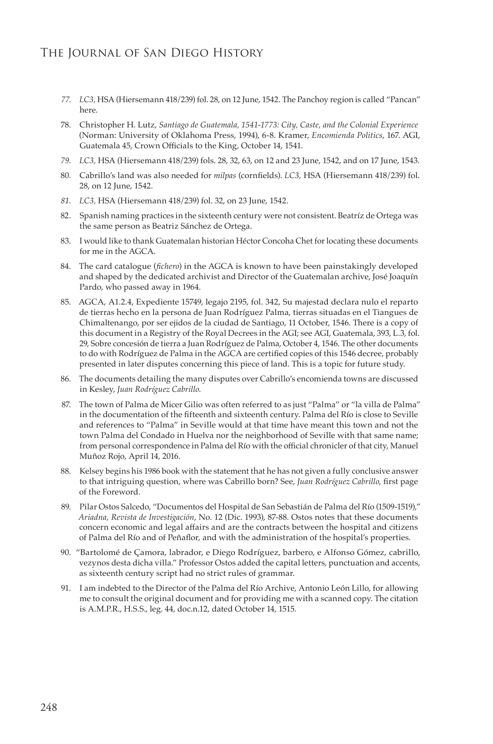77. *LC3,* HSA (Hiersemann 418/239) fol. 28, on 12 June, 1542. The Panchoy region is called "Pancan" here.

78. Christopher H. Lutz, *Santiago de Guatemala, 1541-1773: City, Caste, and the Colonial Experience* (Norman: University of Oklahoma Press, 1994), 6-8. Kramer, *Encomienda Politics*, 167. AGI, Guatemala 45, Crown Officials to the King, October 14, 1541.

79. *LC3,* HSA (Hiersemann 418/239) fols. 28, 32, 63, on 12 and 23 June, 1542, and on 17 June, 1543.

80. Cabrillo's land was also needed for *milpas* (cornfields). *LC3,* HSA (Hiersemann 418/239) fol. 28, on 12 June, 1542.

81. *LC3,* HSA (Hiersemann 418/239) fol. 32, on 23 June, 1542.

82. Spanish naming practices in the sixteenth century were not consistent. Beatríz de Ortega was the same person as Beatriz Sánchez de Ortega.

83. I would like to thank Guatemalan historian Héctor Concoha Chet for locating these documents for me in the AGCA.

84. The card catalogue (*fichero*) in the AGCA is known to have been painstakingly developed and shaped by the dedicated archivist and Director of the Guatemalan archive, José Joaquín Pardo, who passed away in 1964.

85. AGCA, A1.2.4, Expediente 15749, legajo 2195, fol. 342, Su majestad declara nulo el reparto de tierras hecho en la persona de Juan Rodríguez Palma, tierras situadas en el Tiangues de Chimaltenango, por ser ejidos de la ciudad de Santiago, 11 October, 1546. There is a copy of this document in a Registry of the Royal Decrees in the AGI; see AGI, Guatemala, 393, L.3, fol. 29, Sobre concesión de tierra a Juan Rodríguez de Palma, October 4, 1546. The other documents to do with Rodríguez de Palma in the AGCA are certified copies of this 1546 decree, probably presented in later disputes concerning this piece of land. This is a topic for future study.

86. The documents detailing the many disputes over Cabrillo's encomienda towns are discussed in Kesley, *Juan Rodríguez Cabrillo*.

87. The town of Palma de Micer Gilio was often referred to as just "Palma" or "la villa de Palma" in the documentation of the fifteenth and sixteenth century. Palma del Río is close to Seville and references to "Palma" in Seville would at that time have meant this town and not the town Palma del Condado in Huelva nor the neighborhood of Seville with that same name; from personal correspondence in Palma del Río with the official chronicler of that city, Manuel Muñoz Rojo, April 14, 2016.

88. Kelsey begins his 1986 book with the statement that he has not given a fully conclusive answer to that intriguing question, where was Cabrillo born? See, *Juan Rodríguez Cabrillo*, first page of the Foreword.

89. Pilar Ostos Salcedo, "Documentos del Hospital de San Sebastián de Palma del Río (1509-1519)," *Ariadna, Revista de Investigación*, No. 12 (Dic. 1993), 87-88. Ostos notes that these documents concern economic and legal affairs and are the contracts between the hospital and citizens of Palma del Río and of Peñaflor, and with the administration of the hospital's properties.

90. "Bartolomé de Çamora, labrador, e Diego Rodríguez, barbero, e Alfonso Gómez, cabrillo, vezynos desta dicha villa." Professor Ostos added the capital letters, punctuation and accents, as sixteenth century script had no strict rules of grammar.

91. I am indebted to the Director of the Palma del Río Archive, Antonio León Lillo, for allowing me to consult the original document and for providing me with a scanned copy. The citation is A.M.P.R., H.S.S., leg. 44, doc.n.12, dated October 14, 1515.